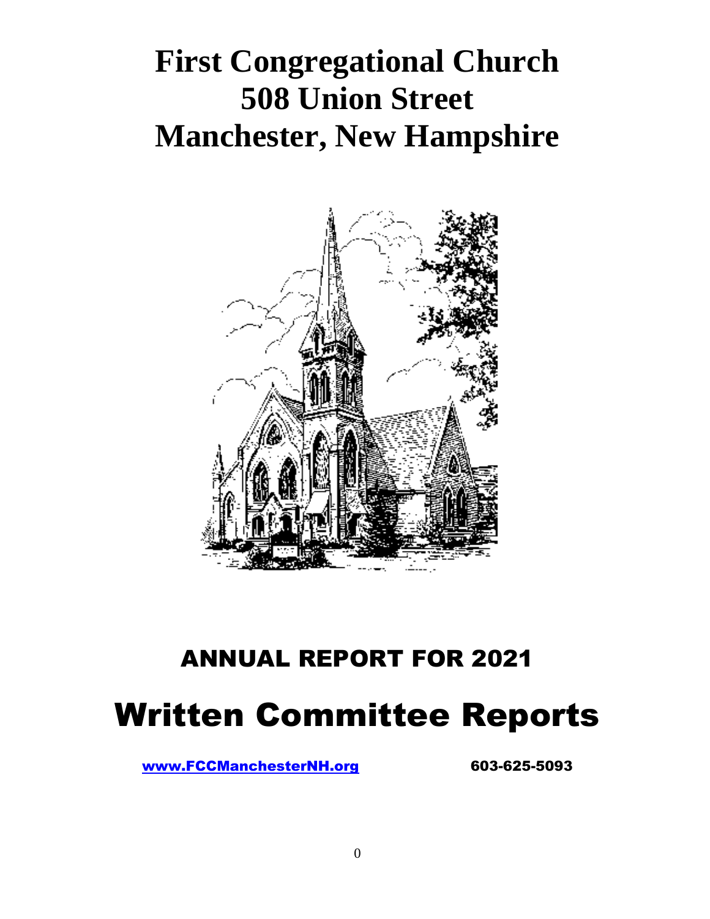# First Congregational Church
# 508 Union Street
# Manchester, New Hampshire

## ANNUAL REPORT FOR 2021

# Written Committee Reports

www.FCCManchesterNH.org 603-625-5093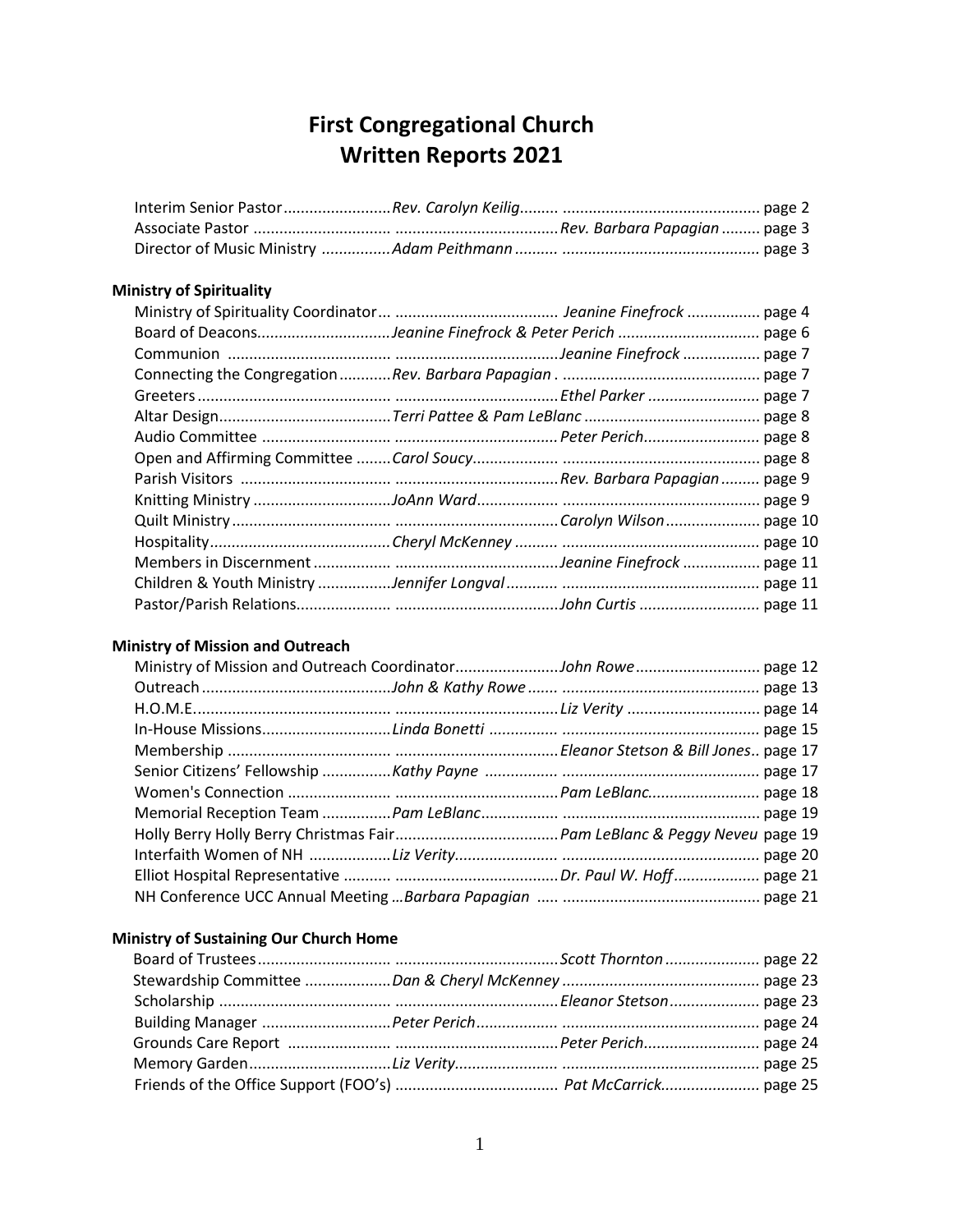# First Congregational Church
# Written Reports 2021

| Report | Name | Page |
|---|---|---|
| Interim Senior Pastor | *Rev. Carolyn Keilig* | page 2 |
| Associate Pastor | *Rev. Barbara Papagian* | page 3 |
| Director of Music Ministry | *Adam Peithmann* | page 3 |

**Ministry of Spirituality**

| Report | Name | Page |
|---|---|---|
| Ministry of Spirituality Coordinator | *Jeanine Finefrock* | page 4 |
| Board of Deacons | *Jeanine Finefrock & Peter Perich* | page 6 |
| Communion | *Jeanine Finefrock* | page 7 |
| Connecting the Congregation | *Rev. Barbara Papagian* | page 7 |
| Greeters | *Ethel Parker* | page 7 |
| Altar Design | *Terri Pattee & Pam LeBlanc* | page 8 |
| Audio Committee | *Peter Perich* | page 8 |
| Open and Affirming Committee | *Carol Soucy* | page 8 |
| Parish Visitors | *Rev. Barbara Papagian* | page 9 |
| Knitting Ministry | *JoAnn Ward* | page 9 |
| Quilt Ministry | *Carolyn Wilson* | page 10 |
| Hospitality | *Cheryl McKenney* | page 10 |
| Members in Discernment | *Jeanine Finefrock* | page 11 |
| Children & Youth Ministry | *Jennifer Longval* | page 11 |
| Pastor/Parish Relations | *John Curtis* | page 11 |

**Ministry of Mission and Outreach**

| Report | Name | Page |
|---|---|---|
| Ministry of Mission and Outreach Coordinator | *John Rowe* | page 12 |
| Outreach | *John & Kathy Rowe* | page 13 |
| H.O.M.E. | *Liz Verity* | page 14 |
| In-House Missions | *Linda Bonetti* | page 15 |
| Membership | *Eleanor Stetson & Bill Jones* | page 17 |
| Senior Citizens' Fellowship | *Kathy Payne* | page 17 |
| Women's Connection | *Pam LeBlanc* | page 18 |
| Memorial Reception Team | *Pam LeBlanc* | page 19 |
| Holly Berry Holly Berry Christmas Fair | *Pam LeBlanc & Peggy Neveu* | page 19 |
| Interfaith Women of NH | *Liz Verity* | page 20 |
| Elliot Hospital Representative | *Dr. Paul W. Hoff* | page 21 |
| NH Conference UCC Annual Meeting | *Barbara Papagian* | page 21 |

**Ministry of Sustaining Our Church Home**

| Report | Name | Page |
|---|---|---|
| Board of Trustees | *Scott Thornton* | page 22 |
| Stewardship Committee | *Dan & Cheryl McKenney* | page 23 |
| Scholarship | *Eleanor Stetson* | page 23 |
| Building Manager | *Peter Perich* | page 24 |
| Grounds Care Report | *Peter Perich* | page 24 |
| Memory Garden | *Liz Verity* | page 25 |
| Friends of the Office Support (FOO's) | *Pat McCarrick* | page 25 |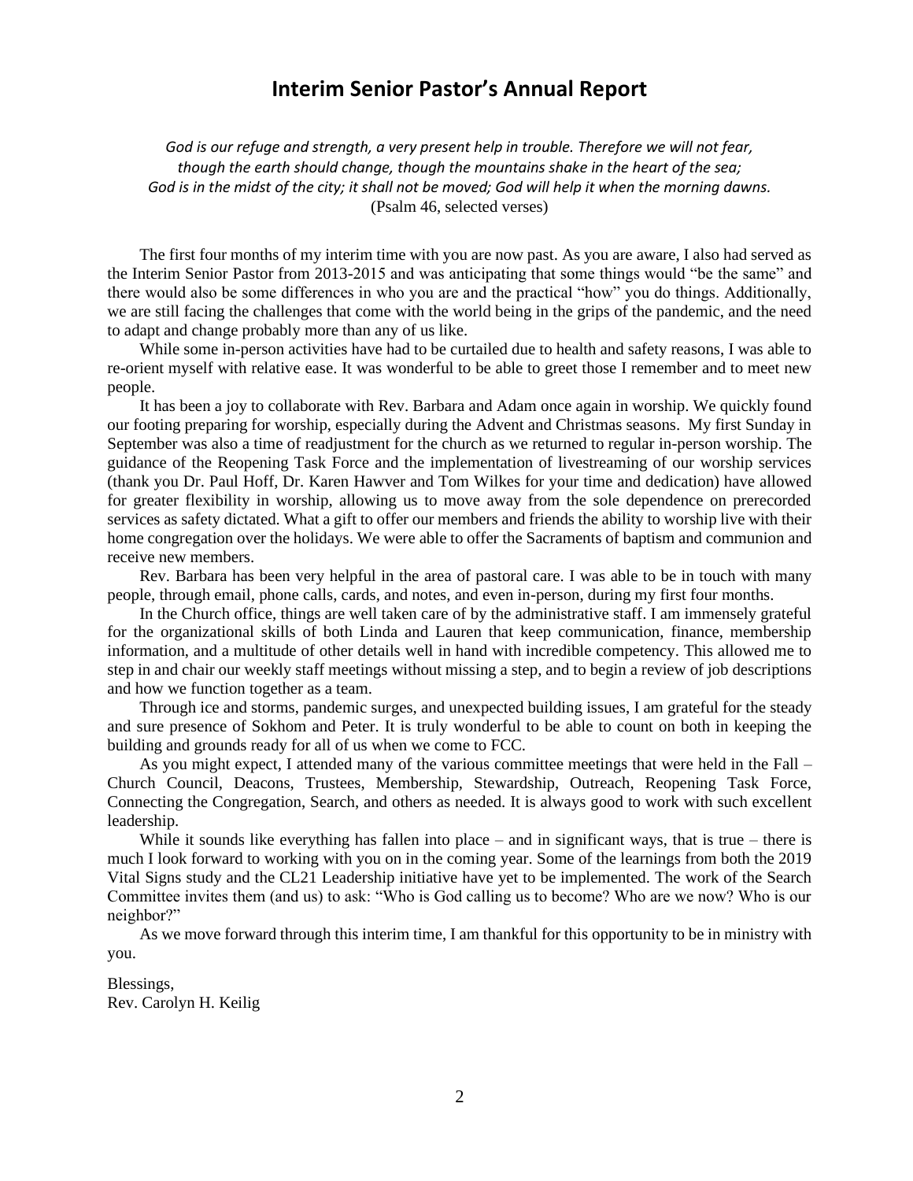# Interim Senior Pastor's Annual Report

*God is our refuge and strength, a very present help in trouble. Therefore we will not fear, though the earth should change, though the mountains shake in the heart of the sea; God is in the midst of the city; it shall not be moved; God will help it when the morning dawns.*
(Psalm 46, selected verses)

The first four months of my interim time with you are now past. As you are aware, I also had served as the Interim Senior Pastor from 2013-2015 and was anticipating that some things would "be the same" and there would also be some differences in who you are and the practical "how" you do things. Additionally, we are still facing the challenges that come with the world being in the grips of the pandemic, and the need to adapt and change probably more than any of us like.

While some in-person activities have had to be curtailed due to health and safety reasons, I was able to re-orient myself with relative ease. It was wonderful to be able to greet those I remember and to meet new people.

It has been a joy to collaborate with Rev. Barbara and Adam once again in worship. We quickly found our footing preparing for worship, especially during the Advent and Christmas seasons. My first Sunday in September was also a time of readjustment for the church as we returned to regular in-person worship. The guidance of the Reopening Task Force and the implementation of livestreaming of our worship services (thank you Dr. Paul Hoff, Dr. Karen Hawver and Tom Wilkes for your time and dedication) have allowed for greater flexibility in worship, allowing us to move away from the sole dependence on prerecorded services as safety dictated. What a gift to offer our members and friends the ability to worship live with their home congregation over the holidays. We were able to offer the Sacraments of baptism and communion and receive new members.

Rev. Barbara has been very helpful in the area of pastoral care. I was able to be in touch with many people, through email, phone calls, cards, and notes, and even in-person, during my first four months.

In the Church office, things are well taken care of by the administrative staff. I am immensely grateful for the organizational skills of both Linda and Lauren that keep communication, finance, membership information, and a multitude of other details well in hand with incredible competency. This allowed me to step in and chair our weekly staff meetings without missing a step, and to begin a review of job descriptions and how we function together as a team.

Through ice and storms, pandemic surges, and unexpected building issues, I am grateful for the steady and sure presence of Sokhom and Peter. It is truly wonderful to be able to count on both in keeping the building and grounds ready for all of us when we come to FCC.

As you might expect, I attended many of the various committee meetings that were held in the Fall – Church Council, Deacons, Trustees, Membership, Stewardship, Outreach, Reopening Task Force, Connecting the Congregation, Search, and others as needed. It is always good to work with such excellent leadership.

While it sounds like everything has fallen into place – and in significant ways, that is true – there is much I look forward to working with you on in the coming year. Some of the learnings from both the 2019 Vital Signs study and the CL21 Leadership initiative have yet to be implemented. The work of the Search Committee invites them (and us) to ask: "Who is God calling us to become? Who are we now? Who is our neighbor?"

As we move forward through this interim time, I am thankful for this opportunity to be in ministry with you.

Blessings,
Rev. Carolyn H. Keilig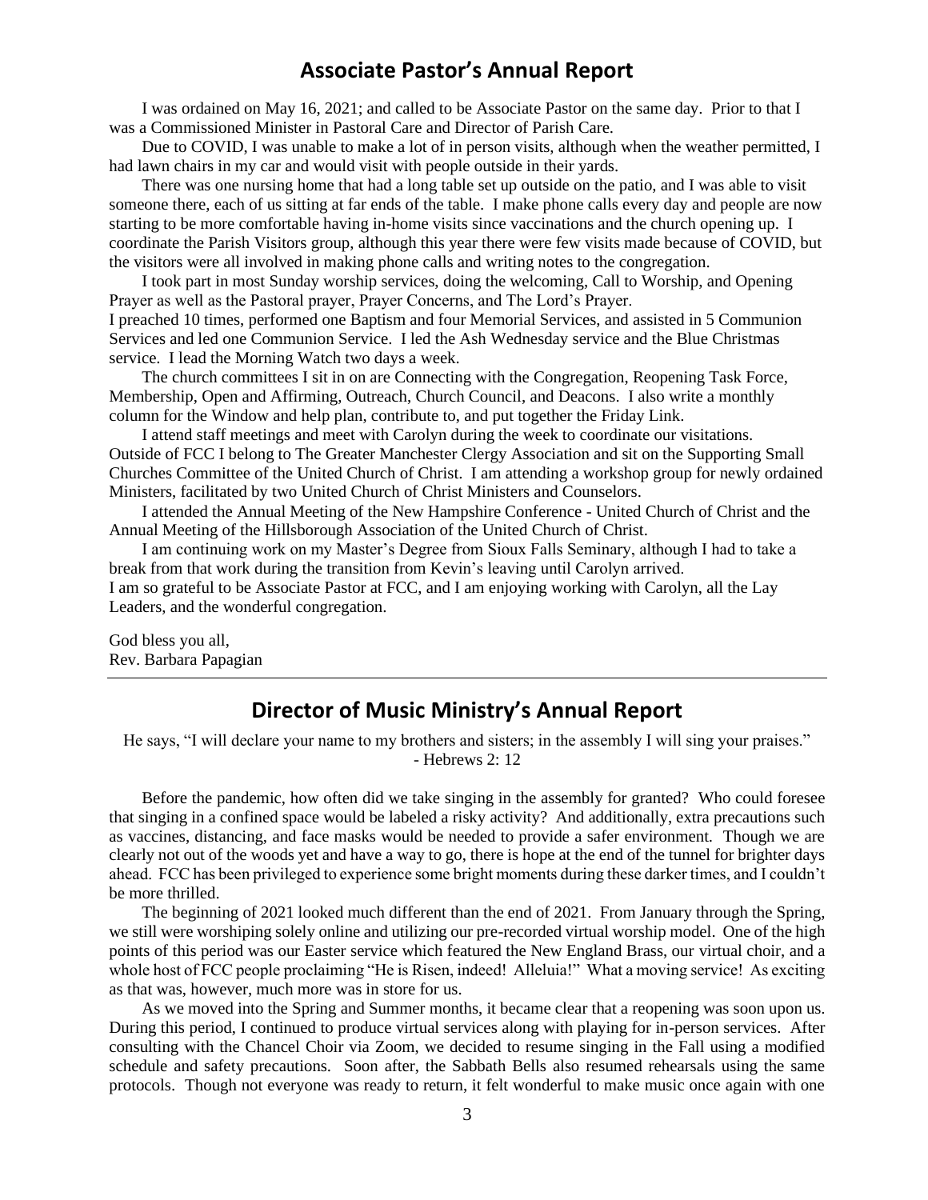## Associate Pastor's Annual Report

I was ordained on May 16, 2021; and called to be Associate Pastor on the same day. Prior to that I was a Commissioned Minister in Pastoral Care and Director of Parish Care.

Due to COVID, I was unable to make a lot of in person visits, although when the weather permitted, I had lawn chairs in my car and would visit with people outside in their yards.

There was one nursing home that had a long table set up outside on the patio, and I was able to visit someone there, each of us sitting at far ends of the table. I make phone calls every day and people are now starting to be more comfortable having in-home visits since vaccinations and the church opening up. I coordinate the Parish Visitors group, although this year there were few visits made because of COVID, but the visitors were all involved in making phone calls and writing notes to the congregation.

I took part in most Sunday worship services, doing the welcoming, Call to Worship, and Opening Prayer as well as the Pastoral prayer, Prayer Concerns, and The Lord's Prayer.
I preached 10 times, performed one Baptism and four Memorial Services, and assisted in 5 Communion Services and led one Communion Service. I led the Ash Wednesday service and the Blue Christmas service. I lead the Morning Watch two days a week.

The church committees I sit in on are Connecting with the Congregation, Reopening Task Force, Membership, Open and Affirming, Outreach, Church Council, and Deacons. I also write a monthly column for the Window and help plan, contribute to, and put together the Friday Link.

I attend staff meetings and meet with Carolyn during the week to coordinate our visitations. Outside of FCC I belong to The Greater Manchester Clergy Association and sit on the Supporting Small Churches Committee of the United Church of Christ. I am attending a workshop group for newly ordained Ministers, facilitated by two United Church of Christ Ministers and Counselors.

I attended the Annual Meeting of the New Hampshire Conference - United Church of Christ and the Annual Meeting of the Hillsborough Association of the United Church of Christ.

I am continuing work on my Master's Degree from Sioux Falls Seminary, although I had to take a break from that work during the transition from Kevin's leaving until Carolyn arrived.
I am so grateful to be Associate Pastor at FCC, and I am enjoying working with Carolyn, all the Lay Leaders, and the wonderful congregation.

God bless you all,
Rev. Barbara Papagian

---

## Director of Music Ministry's Annual Report

He says, "I will declare your name to my brothers and sisters; in the assembly I will sing your praises."
- Hebrews 2: 12

Before the pandemic, how often did we take singing in the assembly for granted? Who could foresee that singing in a confined space would be labeled a risky activity? And additionally, extra precautions such as vaccines, distancing, and face masks would be needed to provide a safer environment. Though we are clearly not out of the woods yet and have a way to go, there is hope at the end of the tunnel for brighter days ahead. FCC has been privileged to experience some bright moments during these darker times, and I couldn't be more thrilled.

The beginning of 2021 looked much different than the end of 2021. From January through the Spring, we still were worshiping solely online and utilizing our pre-recorded virtual worship model. One of the high points of this period was our Easter service which featured the New England Brass, our virtual choir, and a whole host of FCC people proclaiming "He is Risen, indeed! Alleluia!" What a moving service! As exciting as that was, however, much more was in store for us.

As we moved into the Spring and Summer months, it became clear that a reopening was soon upon us. During this period, I continued to produce virtual services along with playing for in-person services. After consulting with the Chancel Choir via Zoom, we decided to resume singing in the Fall using a modified schedule and safety precautions. Soon after, the Sabbath Bells also resumed rehearsals using the same protocols. Though not everyone was ready to return, it felt wonderful to make music once again with one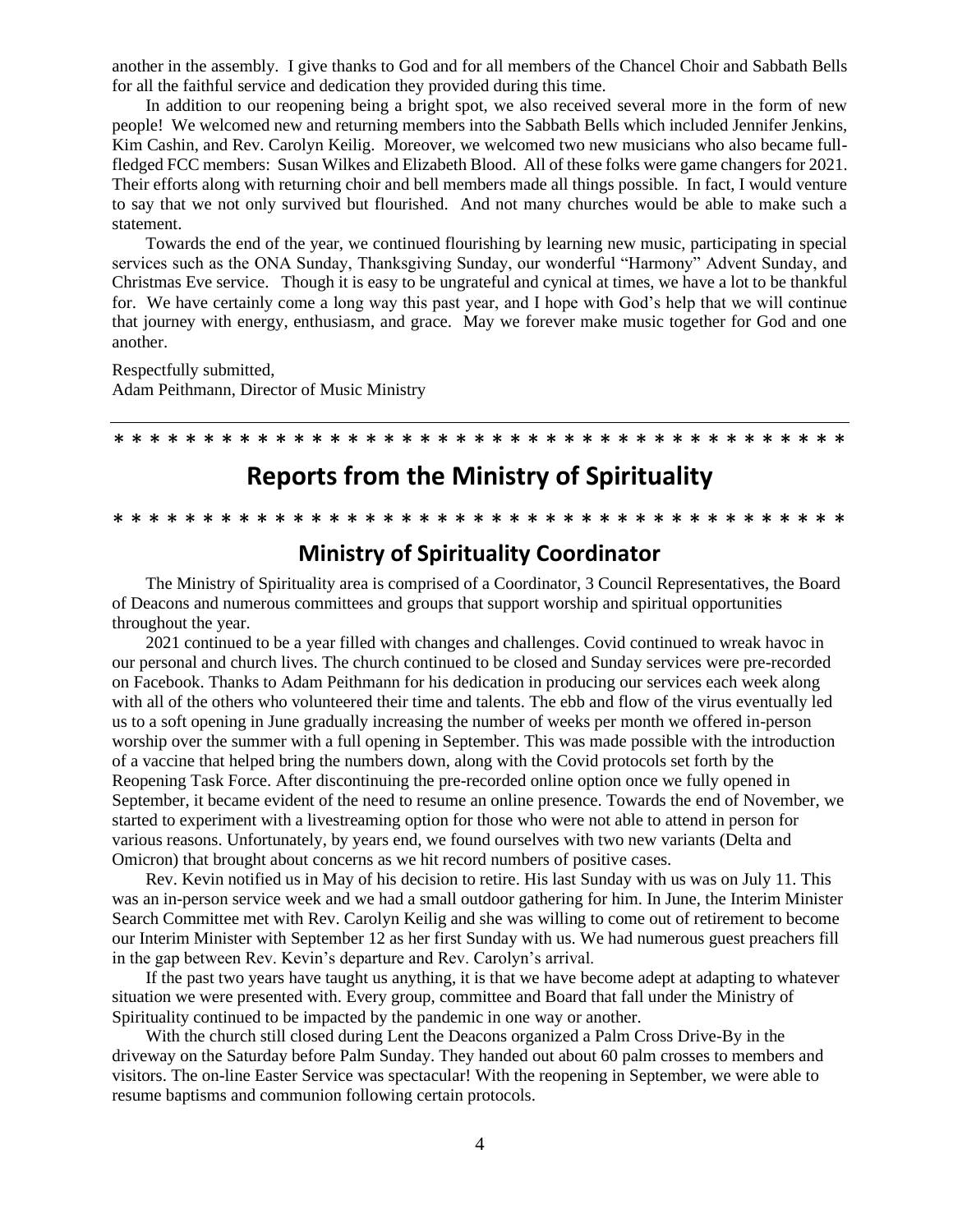another in the assembly. I give thanks to God and for all members of the Chancel Choir and Sabbath Bells for all the faithful service and dedication they provided during this time.

In addition to our reopening being a bright spot, we also received several more in the form of new people! We welcomed new and returning members into the Sabbath Bells which included Jennifer Jenkins, Kim Cashin, and Rev. Carolyn Keilig. Moreover, we welcomed two new musicians who also became full-fledged FCC members: Susan Wilkes and Elizabeth Blood. All of these folks were game changers for 2021. Their efforts along with returning choir and bell members made all things possible. In fact, I would venture to say that we not only survived but flourished. And not many churches would be able to make such a statement.

Towards the end of the year, we continued flourishing by learning new music, participating in special services such as the ONA Sunday, Thanksgiving Sunday, our wonderful "Harmony" Advent Sunday, and Christmas Eve service. Though it is easy to be ungrateful and cynical at times, we have a lot to be thankful for. We have certainly come a long way this past year, and I hope with God's help that we will continue that journey with energy, enthusiasm, and grace. May we forever make music together for God and one another.

Respectfully submitted,
Adam Peithmann, Director of Music Ministry

* * * * * * * * * * * * * * * * * * * * * * * * * * * * * * * * * * * * * * * * * *

# Reports from the Ministry of Spirituality

* * * * * * * * * * * * * * * * * * * * * * * * * * * * * * * * * * * * * * * * * *

## Ministry of Spirituality Coordinator

The Ministry of Spirituality area is comprised of a Coordinator, 3 Council Representatives, the Board of Deacons and numerous committees and groups that support worship and spiritual opportunities throughout the year.

2021 continued to be a year filled with changes and challenges. Covid continued to wreak havoc in our personal and church lives. The church continued to be closed and Sunday services were pre-recorded on Facebook. Thanks to Adam Peithmann for his dedication in producing our services each week along with all of the others who volunteered their time and talents. The ebb and flow of the virus eventually led us to a soft opening in June gradually increasing the number of weeks per month we offered in-person worship over the summer with a full opening in September. This was made possible with the introduction of a vaccine that helped bring the numbers down, along with the Covid protocols set forth by the Reopening Task Force. After discontinuing the pre-recorded online option once we fully opened in September, it became evident of the need to resume an online presence. Towards the end of November, we started to experiment with a livestreaming option for those who were not able to attend in person for various reasons. Unfortunately, by years end, we found ourselves with two new variants (Delta and Omicron) that brought about concerns as we hit record numbers of positive cases.

Rev. Kevin notified us in May of his decision to retire. His last Sunday with us was on July 11. This was an in-person service week and we had a small outdoor gathering for him. In June, the Interim Minister Search Committee met with Rev. Carolyn Keilig and she was willing to come out of retirement to become our Interim Minister with September 12 as her first Sunday with us. We had numerous guest preachers fill in the gap between Rev. Kevin's departure and Rev. Carolyn's arrival.

If the past two years have taught us anything, it is that we have become adept at adapting to whatever situation we were presented with. Every group, committee and Board that fall under the Ministry of Spirituality continued to be impacted by the pandemic in one way or another.

With the church still closed during Lent the Deacons organized a Palm Cross Drive-By in the driveway on the Saturday before Palm Sunday. They handed out about 60 palm crosses to members and visitors. The on-line Easter Service was spectacular! With the reopening in September, we were able to resume baptisms and communion following certain protocols.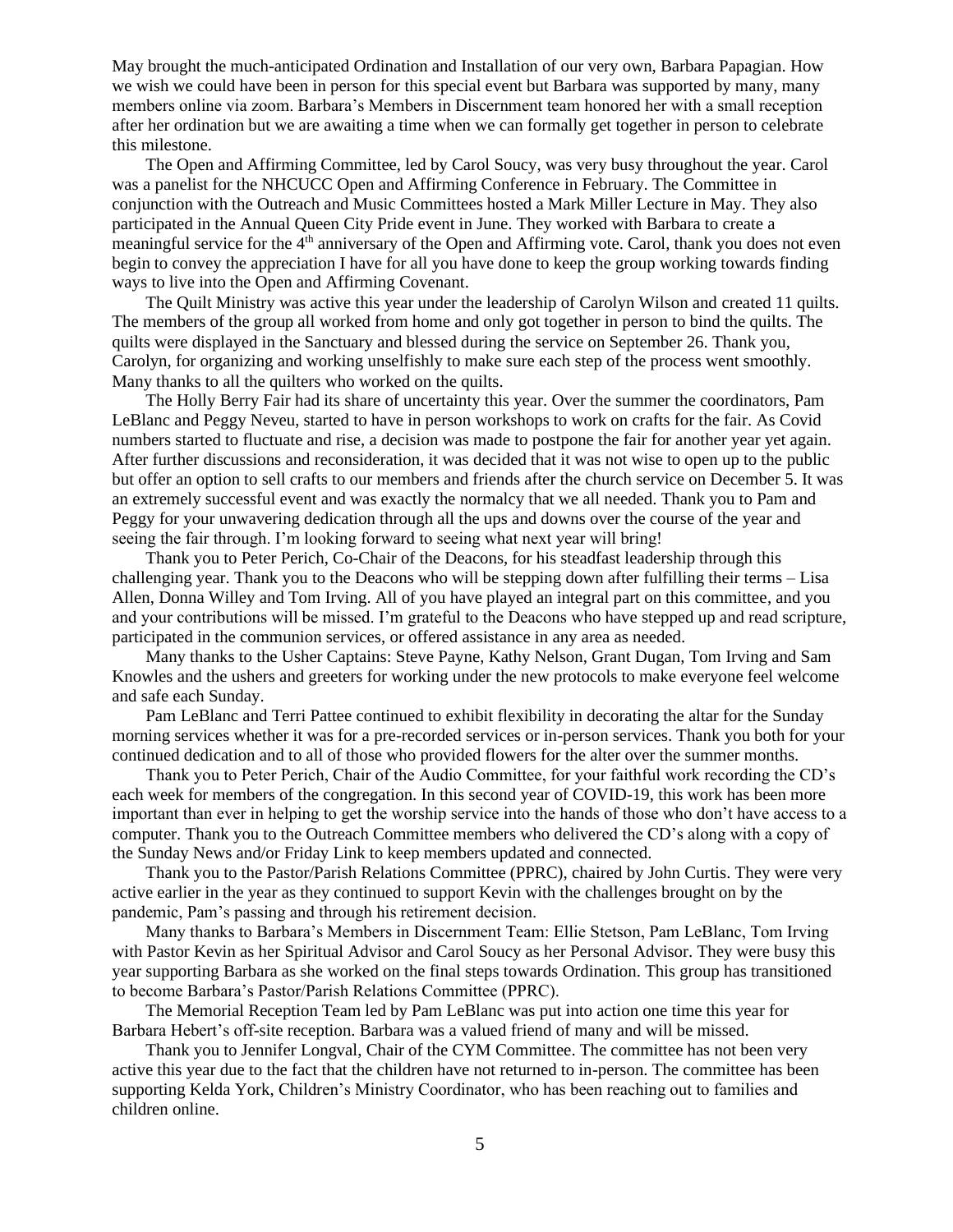May brought the much-anticipated Ordination and Installation of our very own, Barbara Papagian. How we wish we could have been in person for this special event but Barbara was supported by many, many members online via zoom. Barbara's Members in Discernment team honored her with a small reception after her ordination but we are awaiting a time when we can formally get together in person to celebrate this milestone.

The Open and Affirming Committee, led by Carol Soucy, was very busy throughout the year. Carol was a panelist for the NHCUCC Open and Affirming Conference in February. The Committee in conjunction with the Outreach and Music Committees hosted a Mark Miller Lecture in May. They also participated in the Annual Queen City Pride event in June. They worked with Barbara to create a meaningful service for the 4th anniversary of the Open and Affirming vote. Carol, thank you does not even begin to convey the appreciation I have for all you have done to keep the group working towards finding ways to live into the Open and Affirming Covenant.

The Quilt Ministry was active this year under the leadership of Carolyn Wilson and created 11 quilts. The members of the group all worked from home and only got together in person to bind the quilts. The quilts were displayed in the Sanctuary and blessed during the service on September 26. Thank you, Carolyn, for organizing and working unselfishly to make sure each step of the process went smoothly. Many thanks to all the quilters who worked on the quilts.

The Holly Berry Fair had its share of uncertainty this year. Over the summer the coordinators, Pam LeBlanc and Peggy Neveu, started to have in person workshops to work on crafts for the fair. As Covid numbers started to fluctuate and rise, a decision was made to postpone the fair for another year yet again. After further discussions and reconsideration, it was decided that it was not wise to open up to the public but offer an option to sell crafts to our members and friends after the church service on December 5. It was an extremely successful event and was exactly the normalcy that we all needed. Thank you to Pam and Peggy for your unwavering dedication through all the ups and downs over the course of the year and seeing the fair through. I'm looking forward to seeing what next year will bring!

Thank you to Peter Perich, Co-Chair of the Deacons, for his steadfast leadership through this challenging year. Thank you to the Deacons who will be stepping down after fulfilling their terms – Lisa Allen, Donna Willey and Tom Irving. All of you have played an integral part on this committee, and you and your contributions will be missed. I'm grateful to the Deacons who have stepped up and read scripture, participated in the communion services, or offered assistance in any area as needed.

Many thanks to the Usher Captains: Steve Payne, Kathy Nelson, Grant Dugan, Tom Irving and Sam Knowles and the ushers and greeters for working under the new protocols to make everyone feel welcome and safe each Sunday.

Pam LeBlanc and Terri Pattee continued to exhibit flexibility in decorating the altar for the Sunday morning services whether it was for a pre-recorded services or in-person services. Thank you both for your continued dedication and to all of those who provided flowers for the alter over the summer months.

Thank you to Peter Perich, Chair of the Audio Committee, for your faithful work recording the CD's each week for members of the congregation. In this second year of COVID-19, this work has been more important than ever in helping to get the worship service into the hands of those who don't have access to a computer. Thank you to the Outreach Committee members who delivered the CD's along with a copy of the Sunday News and/or Friday Link to keep members updated and connected.

Thank you to the Pastor/Parish Relations Committee (PPRC), chaired by John Curtis. They were very active earlier in the year as they continued to support Kevin with the challenges brought on by the pandemic, Pam's passing and through his retirement decision.

Many thanks to Barbara's Members in Discernment Team: Ellie Stetson, Pam LeBlanc, Tom Irving with Pastor Kevin as her Spiritual Advisor and Carol Soucy as her Personal Advisor. They were busy this year supporting Barbara as she worked on the final steps towards Ordination. This group has transitioned to become Barbara's Pastor/Parish Relations Committee (PPRC).

The Memorial Reception Team led by Pam LeBlanc was put into action one time this year for Barbara Hebert's off-site reception. Barbara was a valued friend of many and will be missed.

Thank you to Jennifer Longval, Chair of the CYM Committee. The committee has not been very active this year due to the fact that the children have not returned to in-person. The committee has been supporting Kelda York, Children's Ministry Coordinator, who has been reaching out to families and children online.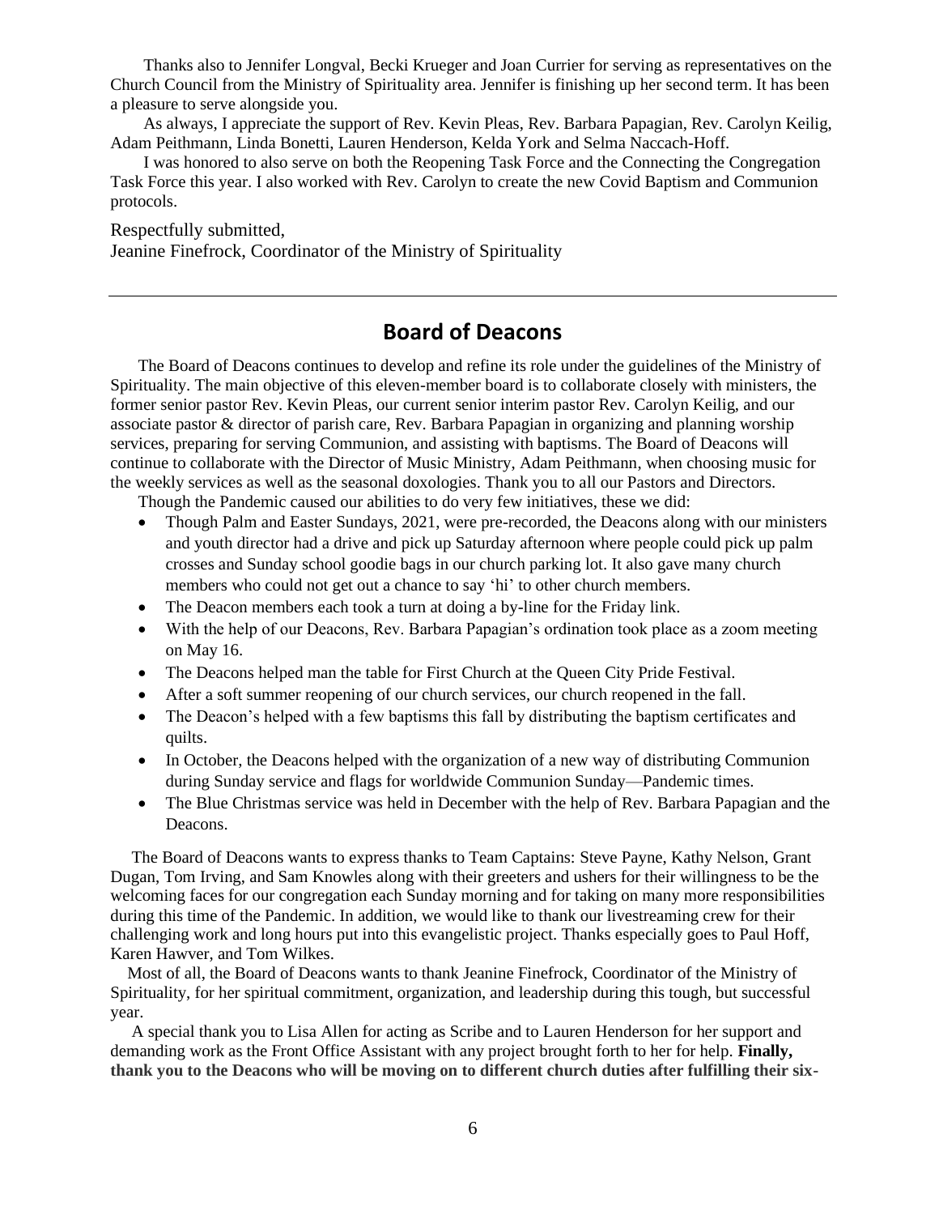Thanks also to Jennifer Longval, Becki Krueger and Joan Currier for serving as representatives on the Church Council from the Ministry of Spirituality area. Jennifer is finishing up her second term. It has been a pleasure to serve alongside you.

As always, I appreciate the support of Rev. Kevin Pleas, Rev. Barbara Papagian, Rev. Carolyn Keilig, Adam Peithmann, Linda Bonetti, Lauren Henderson, Kelda York and Selma Naccach-Hoff.

I was honored to also serve on both the Reopening Task Force and the Connecting the Congregation Task Force this year. I also worked with Rev. Carolyn to create the new Covid Baptism and Communion protocols.

Respectfully submitted,
Jeanine Finefrock, Coordinator of the Ministry of Spirituality

---

## Board of Deacons

The Board of Deacons continues to develop and refine its role under the guidelines of the Ministry of Spirituality. The main objective of this eleven-member board is to collaborate closely with ministers, the former senior pastor Rev. Kevin Pleas, our current senior interim pastor Rev. Carolyn Keilig, and our associate pastor & director of parish care, Rev. Barbara Papagian in organizing and planning worship services, preparing for serving Communion, and assisting with baptisms. The Board of Deacons will continue to collaborate with the Director of Music Ministry, Adam Peithmann, when choosing music for the weekly services as well as the seasonal doxologies. Thank you to all our Pastors and Directors.

Though the Pandemic caused our abilities to do very few initiatives, these we did:

- Though Palm and Easter Sundays, 2021, were pre-recorded, the Deacons along with our ministers and youth director had a drive and pick up Saturday afternoon where people could pick up palm crosses and Sunday school goodie bags in our church parking lot. It also gave many church members who could not get out a chance to say 'hi' to other church members.
- The Deacon members each took a turn at doing a by-line for the Friday link.
- With the help of our Deacons, Rev. Barbara Papagian's ordination took place as a zoom meeting on May 16.
- The Deacons helped man the table for First Church at the Queen City Pride Festival.
- After a soft summer reopening of our church services, our church reopened in the fall.
- The Deacon's helped with a few baptisms this fall by distributing the baptism certificates and quilts.
- In October, the Deacons helped with the organization of a new way of distributing Communion during Sunday service and flags for worldwide Communion Sunday—Pandemic times.
- The Blue Christmas service was held in December with the help of Rev. Barbara Papagian and the Deacons.

The Board of Deacons wants to express thanks to Team Captains: Steve Payne, Kathy Nelson, Grant Dugan, Tom Irving, and Sam Knowles along with their greeters and ushers for their willingness to be the welcoming faces for our congregation each Sunday morning and for taking on many more responsibilities during this time of the Pandemic. In addition, we would like to thank our livestreaming crew for their challenging work and long hours put into this evangelistic project. Thanks especially goes to Paul Hoff, Karen Hawver, and Tom Wilkes.

Most of all, the Board of Deacons wants to thank Jeanine Finefrock, Coordinator of the Ministry of Spirituality, for her spiritual commitment, organization, and leadership during this tough, but successful year.

A special thank you to Lisa Allen for acting as Scribe and to Lauren Henderson for her support and demanding work as the Front Office Assistant with any project brought forth to her for help. **Finally, thank you to the Deacons who will be moving on to different church duties after fulfilling their six-**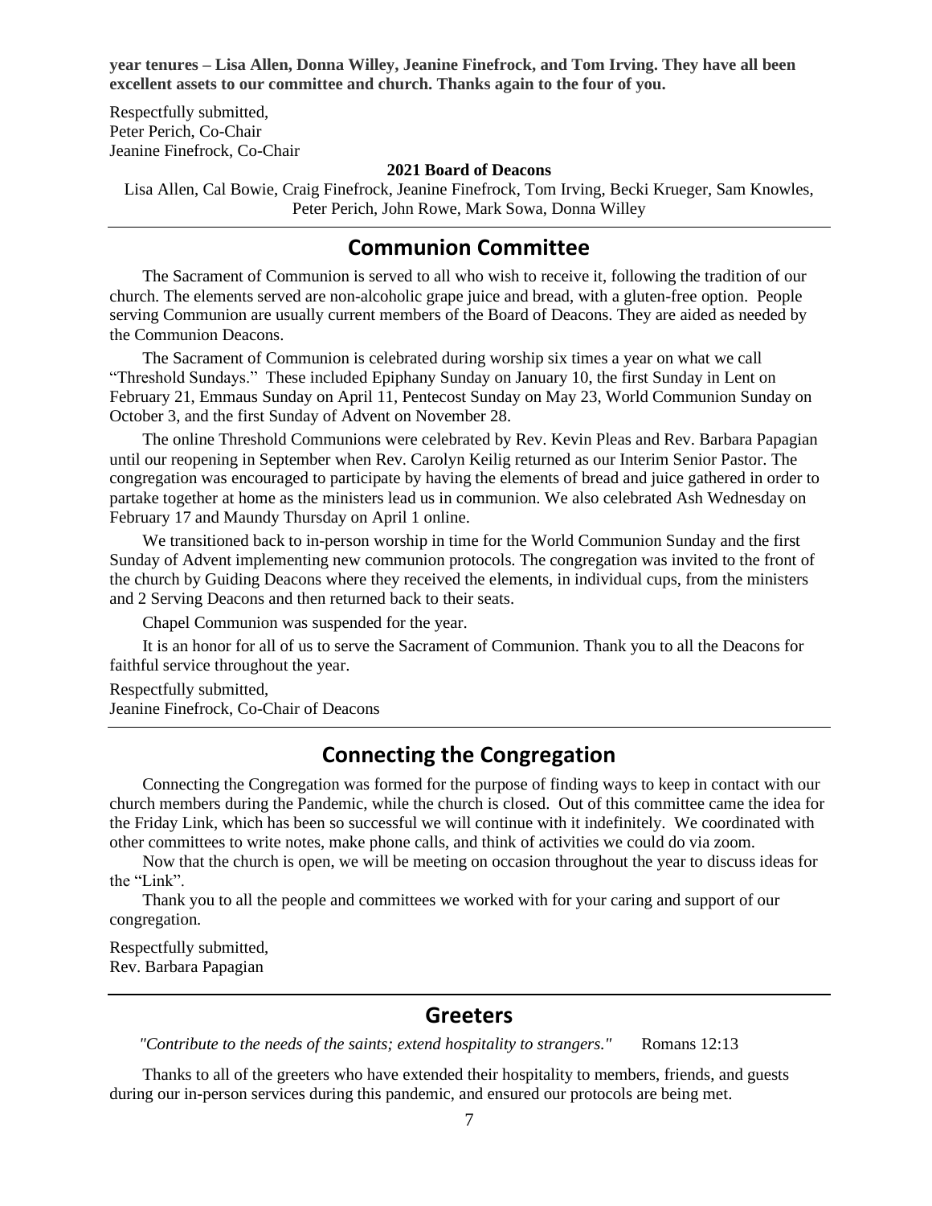**year tenures – Lisa Allen, Donna Willey, Jeanine Finefrock, and Tom Irving. They have all been excellent assets to our committee and church. Thanks again to the four of you.**

Respectfully submitted,
Peter Perich, Co-Chair
Jeanine Finefrock, Co-Chair

**2021 Board of Deacons**

Lisa Allen, Cal Bowie, Craig Finefrock, Jeanine Finefrock, Tom Irving, Becki Krueger, Sam Knowles, Peter Perich, John Rowe, Mark Sowa, Donna Willey

---

## Communion Committee

The Sacrament of Communion is served to all who wish to receive it, following the tradition of our church. The elements served are non-alcoholic grape juice and bread, with a gluten-free option. People serving Communion are usually current members of the Board of Deacons. They are aided as needed by the Communion Deacons.

The Sacrament of Communion is celebrated during worship six times a year on what we call "Threshold Sundays." These included Epiphany Sunday on January 10, the first Sunday in Lent on February 21, Emmaus Sunday on April 11, Pentecost Sunday on May 23, World Communion Sunday on October 3, and the first Sunday of Advent on November 28.

The online Threshold Communions were celebrated by Rev. Kevin Pleas and Rev. Barbara Papagian until our reopening in September when Rev. Carolyn Keilig returned as our Interim Senior Pastor. The congregation was encouraged to participate by having the elements of bread and juice gathered in order to partake together at home as the ministers lead us in communion. We also celebrated Ash Wednesday on February 17 and Maundy Thursday on April 1 online.

We transitioned back to in-person worship in time for the World Communion Sunday and the first Sunday of Advent implementing new communion protocols. The congregation was invited to the front of the church by Guiding Deacons where they received the elements, in individual cups, from the ministers and 2 Serving Deacons and then returned back to their seats.

Chapel Communion was suspended for the year.

It is an honor for all of us to serve the Sacrament of Communion. Thank you to all the Deacons for faithful service throughout the year.

Respectfully submitted,
Jeanine Finefrock, Co-Chair of Deacons

---

## Connecting the Congregation

Connecting the Congregation was formed for the purpose of finding ways to keep in contact with our church members during the Pandemic, while the church is closed. Out of this committee came the idea for the Friday Link, which has been so successful we will continue with it indefinitely. We coordinated with other committees to write notes, make phone calls, and think of activities we could do via zoom.

Now that the church is open, we will be meeting on occasion throughout the year to discuss ideas for the "Link".

Thank you to all the people and committees we worked with for your caring and support of our congregation.

Respectfully submitted,
Rev. Barbara Papagian

---

## Greeters

*"Contribute to the needs of the saints; extend hospitality to strangers."* Romans 12:13

Thanks to all of the greeters who have extended their hospitality to members, friends, and guests during our in-person services during this pandemic, and ensured our protocols are being met.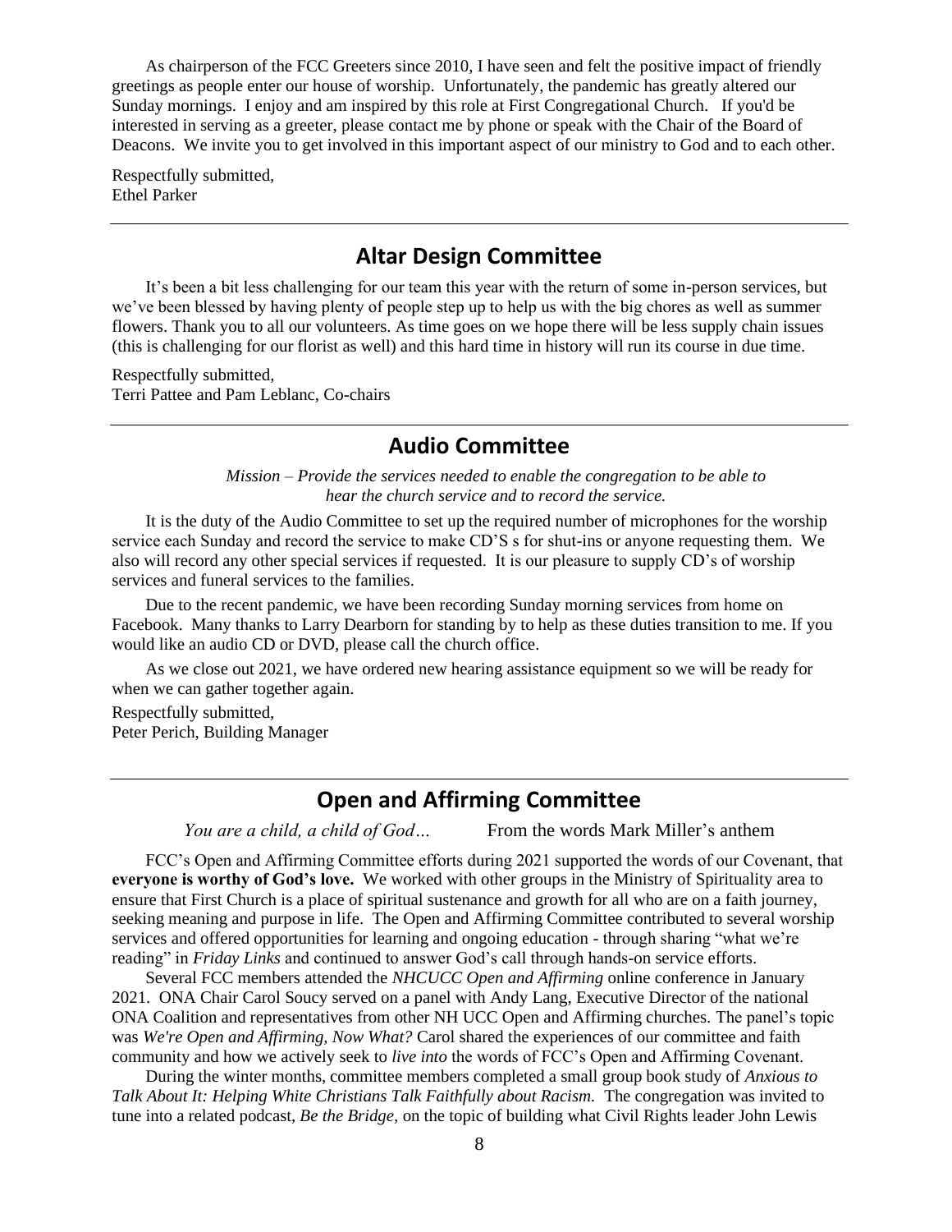As chairperson of the FCC Greeters since 2010, I have seen and felt the positive impact of friendly greetings as people enter our house of worship. Unfortunately, the pandemic has greatly altered our Sunday mornings. I enjoy and am inspired by this role at First Congregational Church. If you'd be interested in serving as a greeter, please contact me by phone or speak with the Chair of the Board of Deacons. We invite you to get involved in this important aspect of our ministry to God and to each other.

Respectfully submitted,
Ethel Parker

---

## Altar Design Committee

It's been a bit less challenging for our team this year with the return of some in-person services, but we've been blessed by having plenty of people step up to help us with the big chores as well as summer flowers. Thank you to all our volunteers. As time goes on we hope there will be less supply chain issues (this is challenging for our florist as well) and this hard time in history will run its course in due time.

Respectfully submitted,
Terri Pattee and Pam Leblanc, Co-chairs

---

## Audio Committee

*Mission – Provide the services needed to enable the congregation to be able to hear the church service and to record the service.*

It is the duty of the Audio Committee to set up the required number of microphones for the worship service each Sunday and record the service to make CD'S s for shut-ins or anyone requesting them. We also will record any other special services if requested. It is our pleasure to supply CD's of worship services and funeral services to the families.

Due to the recent pandemic, we have been recording Sunday morning services from home on Facebook. Many thanks to Larry Dearborn for standing by to help as these duties transition to me. If you would like an audio CD or DVD, please call the church office.

As we close out 2021, we have ordered new hearing assistance equipment so we will be ready for when we can gather together again.

Respectfully submitted,
Peter Perich, Building Manager

---

## Open and Affirming Committee

*You are a child, a child of God…* From the words Mark Miller's anthem

FCC's Open and Affirming Committee efforts during 2021 supported the words of our Covenant, that **everyone is worthy of God's love.** We worked with other groups in the Ministry of Spirituality area to ensure that First Church is a place of spiritual sustenance and growth for all who are on a faith journey, seeking meaning and purpose in life. The Open and Affirming Committee contributed to several worship services and offered opportunities for learning and ongoing education - through sharing "what we're reading" in *Friday Links* and continued to answer God's call through hands-on service efforts.

Several FCC members attended the *NHCUCC Open and Affirming* online conference in January 2021. ONA Chair Carol Soucy served on a panel with Andy Lang, Executive Director of the national ONA Coalition and representatives from other NH UCC Open and Affirming churches. The panel's topic was *We're Open and Affirming, Now What?* Carol shared the experiences of our committee and faith community and how we actively seek to *live into* the words of FCC's Open and Affirming Covenant.

During the winter months, committee members completed a small group book study of *Anxious to Talk About It: Helping White Christians Talk Faithfully about Racism.* The congregation was invited to tune into a related podcast, *Be the Bridge,* on the topic of building what Civil Rights leader John Lewis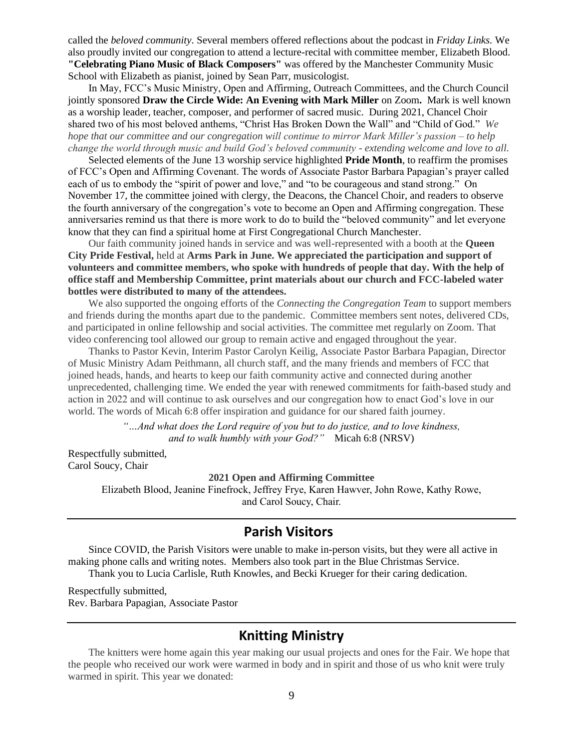called the *beloved community*. Several members offered reflections about the podcast in *Friday Links*. We also proudly invited our congregation to attend a lecture-recital with committee member, Elizabeth Blood. **"Celebrating Piano Music of Black Composers"** was offered by the Manchester Community Music School with Elizabeth as pianist, joined by Sean Parr, musicologist.

In May, FCC's Music Ministry, Open and Affirming, Outreach Committees, and the Church Council jointly sponsored **Draw the Circle Wide: An Evening with Mark Miller** on Zoom**.** Mark is well known as a worship leader, teacher, composer, and performer of sacred music. During 2021, Chancel Choir shared two of his most beloved anthems, "Christ Has Broken Down the Wall" and "Child of God." *We hope that our committee and our congregation will continue to mirror Mark Miller's passion – to help change the world through music and build God's beloved community - extending welcome and love to all.*

Selected elements of the June 13 worship service highlighted **Pride Month**, to reaffirm the promises of FCC's Open and Affirming Covenant. The words of Associate Pastor Barbara Papagian's prayer called each of us to embody the "spirit of power and love," and "to be courageous and stand strong." On November 17, the committee joined with clergy, the Deacons, the Chancel Choir, and readers to observe the fourth anniversary of the congregation's vote to become an Open and Affirming congregation. These anniversaries remind us that there is more work to do to build the "beloved community" and let everyone know that they can find a spiritual home at First Congregational Church Manchester.

Our faith community joined hands in service and was well-represented with a booth at the **Queen City Pride Festival,** held at **Arms Park in June. We appreciated the participation and support of volunteers and committee members, who spoke with hundreds of people that day. With the help of office staff and Membership Committee, print materials about our church and FCC-labeled water bottles were distributed to many of the attendees.**

We also supported the ongoing efforts of the *Connecting the Congregation Team* to support members and friends during the months apart due to the pandemic. Committee members sent notes, delivered CDs, and participated in online fellowship and social activities. The committee met regularly on Zoom. That video conferencing tool allowed our group to remain active and engaged throughout the year.

Thanks to Pastor Kevin, Interim Pastor Carolyn Keilig, Associate Pastor Barbara Papagian, Director of Music Ministry Adam Peithmann, all church staff, and the many friends and members of FCC that joined heads, hands, and hearts to keep our faith community active and connected during another unprecedented, challenging time. We ended the year with renewed commitments for faith-based study and action in 2022 and will continue to ask ourselves and our congregation how to enact God's love in our world. The words of Micah 6:8 offer inspiration and guidance for our shared faith journey.

> *"…And what does the Lord require of you but to do justice, and to love kindness, and to walk humbly with your God?"* Micah 6:8 (NRSV)

Respectfully submitted,
Carol Soucy, Chair

**2021 Open and Affirming Committee**

Elizabeth Blood, Jeanine Finefrock, Jeffrey Frye, Karen Hawver, John Rowe, Kathy Rowe, and Carol Soucy, Chair.

## Parish Visitors

Since COVID, the Parish Visitors were unable to make in-person visits, but they were all active in making phone calls and writing notes. Members also took part in the Blue Christmas Service.

Thank you to Lucia Carlisle, Ruth Knowles, and Becki Krueger for their caring dedication.

Respectfully submitted,
Rev. Barbara Papagian, Associate Pastor

## Knitting Ministry

The knitters were home again this year making our usual projects and ones for the Fair. We hope that the people who received our work were warmed in body and in spirit and those of us who knit were truly warmed in spirit. This year we donated: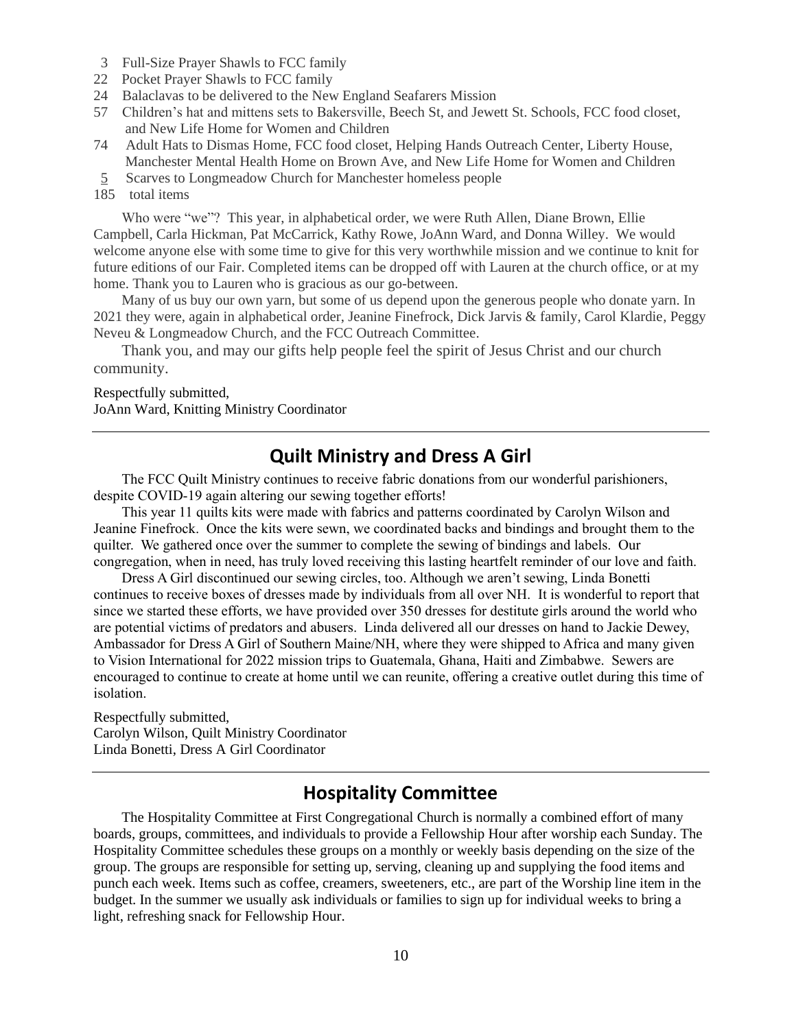3 Full-Size Prayer Shawls to FCC family
22 Pocket Prayer Shawls to FCC family
24 Balaclavas to be delivered to the New England Seafarers Mission
57 Children's hat and mittens sets to Bakersville, Beech St, and Jewett St. Schools, FCC food closet, and New Life Home for Women and Children
74 Adult Hats to Dismas Home, FCC food closet, Helping Hands Outreach Center, Liberty House, Manchester Mental Health Home on Brown Ave, and New Life Home for Women and Children
5 Scarves to Longmeadow Church for Manchester homeless people
185 total items

Who were "we"? This year, in alphabetical order, we were Ruth Allen, Diane Brown, Ellie Campbell, Carla Hickman, Pat McCarrick, Kathy Rowe, JoAnn Ward, and Donna Willey. We would welcome anyone else with some time to give for this very worthwhile mission and we continue to knit for future editions of our Fair. Completed items can be dropped off with Lauren at the church office, or at my home. Thank you to Lauren who is gracious as our go-between.

Many of us buy our own yarn, but some of us depend upon the generous people who donate yarn. In 2021 they were, again in alphabetical order, Jeanine Finefrock, Dick Jarvis & family, Carol Klardie, Peggy Neveu & Longmeadow Church, and the FCC Outreach Committee.

Thank you, and may our gifts help people feel the spirit of Jesus Christ and our church community.

Respectfully submitted,
JoAnn Ward, Knitting Ministry Coordinator

## Quilt Ministry and Dress A Girl

The FCC Quilt Ministry continues to receive fabric donations from our wonderful parishioners, despite COVID-19 again altering our sewing together efforts!

This year 11 quilts kits were made with fabrics and patterns coordinated by Carolyn Wilson and Jeanine Finefrock. Once the kits were sewn, we coordinated backs and bindings and brought them to the quilter. We gathered once over the summer to complete the sewing of bindings and labels. Our congregation, when in need, has truly loved receiving this lasting heartfelt reminder of our love and faith.

Dress A Girl discontinued our sewing circles, too. Although we aren't sewing, Linda Bonetti continues to receive boxes of dresses made by individuals from all over NH. It is wonderful to report that since we started these efforts, we have provided over 350 dresses for destitute girls around the world who are potential victims of predators and abusers. Linda delivered all our dresses on hand to Jackie Dewey, Ambassador for Dress A Girl of Southern Maine/NH, where they were shipped to Africa and many given to Vision International for 2022 mission trips to Guatemala, Ghana, Haiti and Zimbabwe. Sewers are encouraged to continue to create at home until we can reunite, offering a creative outlet during this time of isolation.

Respectfully submitted,
Carolyn Wilson, Quilt Ministry Coordinator
Linda Bonetti, Dress A Girl Coordinator

## Hospitality Committee

The Hospitality Committee at First Congregational Church is normally a combined effort of many boards, groups, committees, and individuals to provide a Fellowship Hour after worship each Sunday. The Hospitality Committee schedules these groups on a monthly or weekly basis depending on the size of the group. The groups are responsible for setting up, serving, cleaning up and supplying the food items and punch each week. Items such as coffee, creamers, sweeteners, etc., are part of the Worship line item in the budget. In the summer we usually ask individuals or families to sign up for individual weeks to bring a light, refreshing snack for Fellowship Hour.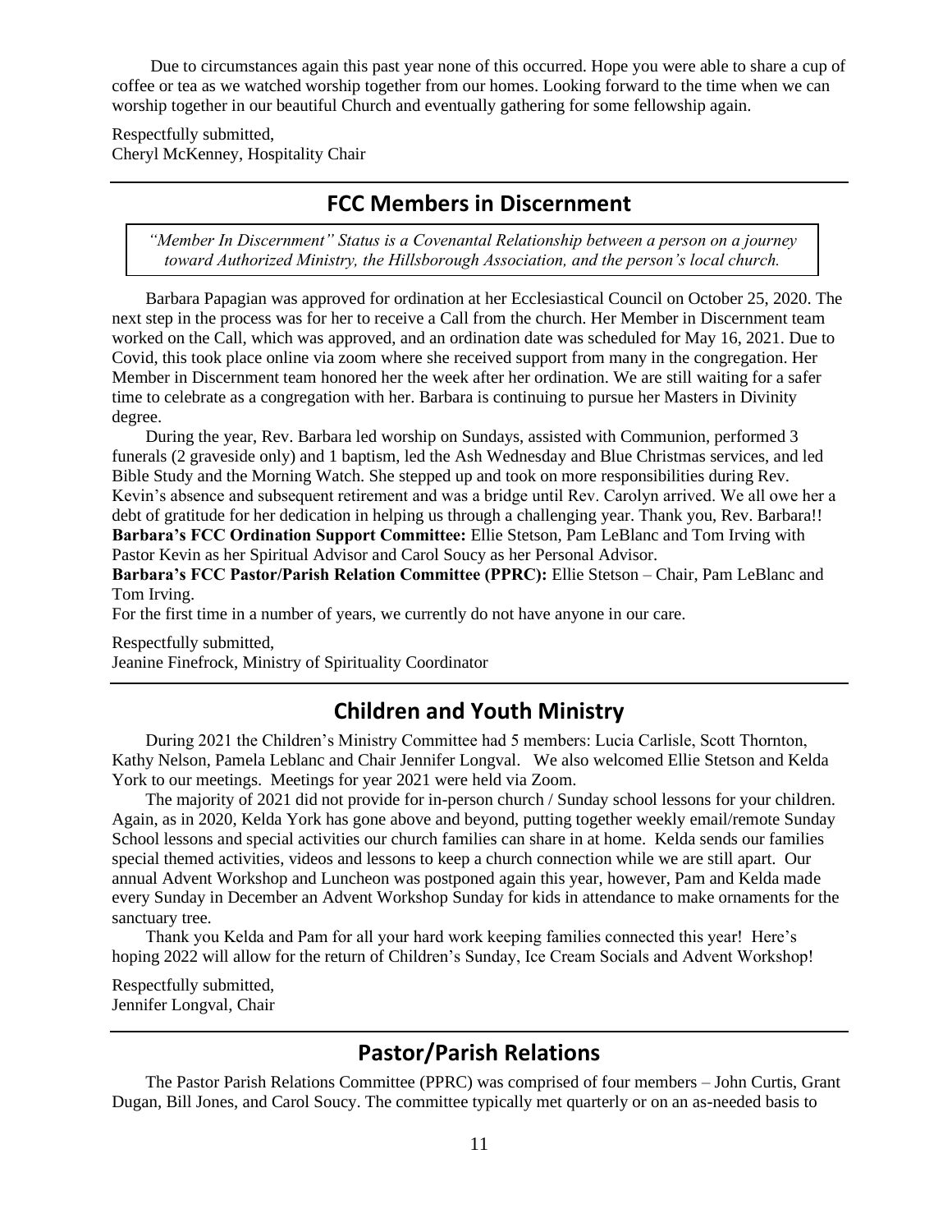Due to circumstances again this past year none of this occurred. Hope you were able to share a cup of coffee or tea as we watched worship together from our homes. Looking forward to the time when we can worship together in our beautiful Church and eventually gathering for some fellowship again.

Respectfully submitted,
Cheryl McKenney, Hospitality Chair

## FCC Members in Discernment

*"Member In Discernment" Status is a Covenantal Relationship between a person on a journey toward Authorized Ministry, the Hillsborough Association, and the person's local church.*

Barbara Papagian was approved for ordination at her Ecclesiastical Council on October 25, 2020. The next step in the process was for her to receive a Call from the church. Her Member in Discernment team worked on the Call, which was approved, and an ordination date was scheduled for May 16, 2021. Due to Covid, this took place online via zoom where she received support from many in the congregation. Her Member in Discernment team honored her the week after her ordination. We are still waiting for a safer time to celebrate as a congregation with her. Barbara is continuing to pursue her Masters in Divinity degree.

During the year, Rev. Barbara led worship on Sundays, assisted with Communion, performed 3 funerals (2 graveside only) and 1 baptism, led the Ash Wednesday and Blue Christmas services, and led Bible Study and the Morning Watch. She stepped up and took on more responsibilities during Rev. Kevin's absence and subsequent retirement and was a bridge until Rev. Carolyn arrived. We all owe her a debt of gratitude for her dedication in helping us through a challenging year. Thank you, Rev. Barbara!!

**Barbara's FCC Ordination Support Committee:** Ellie Stetson, Pam LeBlanc and Tom Irving with Pastor Kevin as her Spiritual Advisor and Carol Soucy as her Personal Advisor.

**Barbara's FCC Pastor/Parish Relation Committee (PPRC):** Ellie Stetson – Chair, Pam LeBlanc and Tom Irving.

For the first time in a number of years, we currently do not have anyone in our care.

Respectfully submitted,
Jeanine Finefrock, Ministry of Spirituality Coordinator

## Children and Youth Ministry

During 2021 the Children's Ministry Committee had 5 members: Lucia Carlisle, Scott Thornton, Kathy Nelson, Pamela Leblanc and Chair Jennifer Longval. We also welcomed Ellie Stetson and Kelda York to our meetings. Meetings for year 2021 were held via Zoom.

The majority of 2021 did not provide for in-person church / Sunday school lessons for your children. Again, as in 2020, Kelda York has gone above and beyond, putting together weekly email/remote Sunday School lessons and special activities our church families can share in at home. Kelda sends our families special themed activities, videos and lessons to keep a church connection while we are still apart. Our annual Advent Workshop and Luncheon was postponed again this year, however, Pam and Kelda made every Sunday in December an Advent Workshop Sunday for kids in attendance to make ornaments for the sanctuary tree.

Thank you Kelda and Pam for all your hard work keeping families connected this year! Here's hoping 2022 will allow for the return of Children's Sunday, Ice Cream Socials and Advent Workshop!

Respectfully submitted,
Jennifer Longval, Chair

## Pastor/Parish Relations

The Pastor Parish Relations Committee (PPRC) was comprised of four members – John Curtis, Grant Dugan, Bill Jones, and Carol Soucy. The committee typically met quarterly or on an as-needed basis to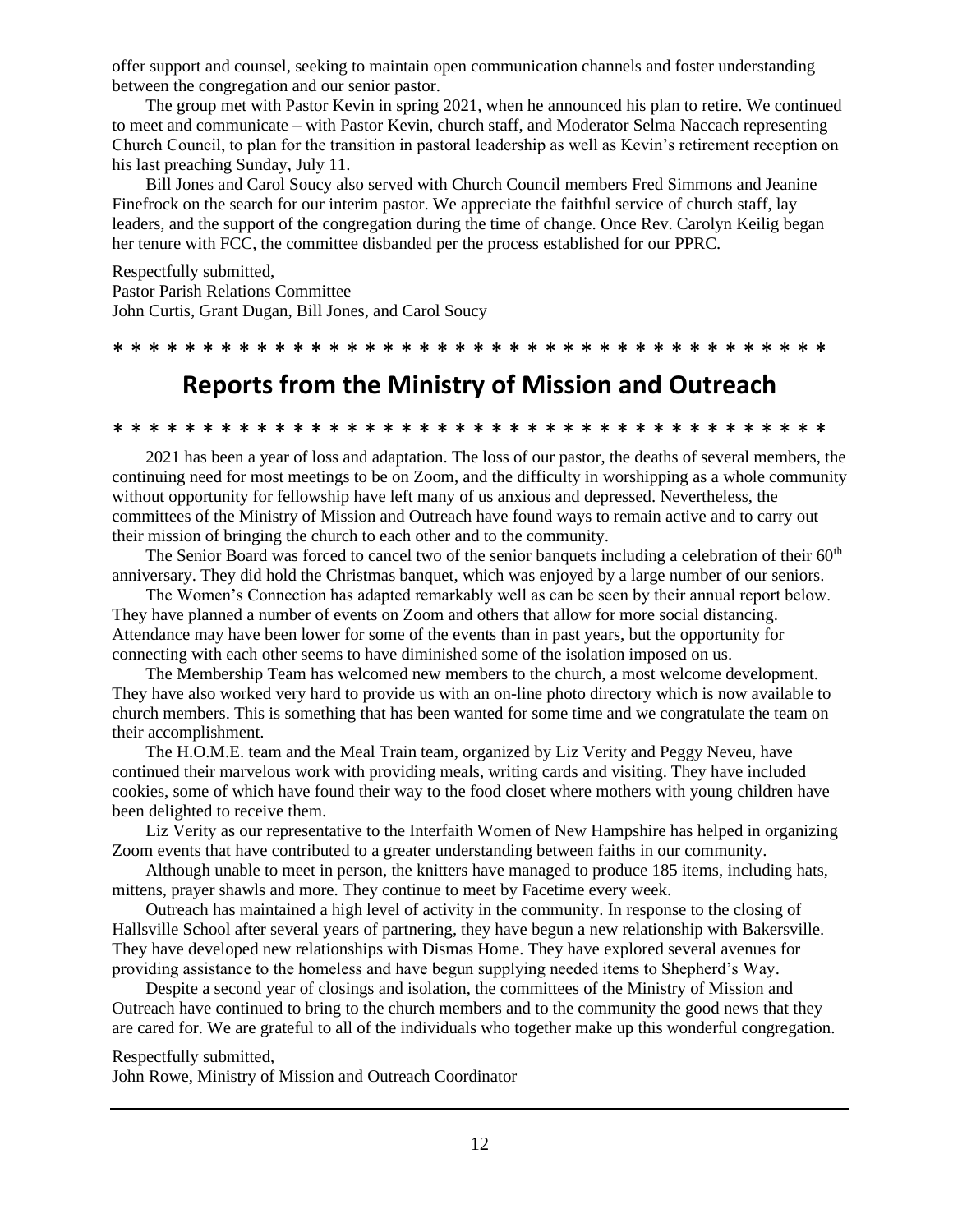offer support and counsel, seeking to maintain open communication channels and foster understanding between the congregation and our senior pastor.

The group met with Pastor Kevin in spring 2021, when he announced his plan to retire. We continued to meet and communicate – with Pastor Kevin, church staff, and Moderator Selma Naccach representing Church Council, to plan for the transition in pastoral leadership as well as Kevin's retirement reception on his last preaching Sunday, July 11.

Bill Jones and Carol Soucy also served with Church Council members Fred Simmons and Jeanine Finefrock on the search for our interim pastor. We appreciate the faithful service of church staff, lay leaders, and the support of the congregation during the time of change. Once Rev. Carolyn Keilig began her tenure with FCC, the committee disbanded per the process established for our PPRC.

Respectfully submitted,
Pastor Parish Relations Committee
John Curtis, Grant Dugan, Bill Jones, and Carol Soucy

* * * * * * * * * * * * * * * * * * * * * * * * * * * * * * * * * * * * * * * * * *

## Reports from the Ministry of Mission and Outreach

* * * * * * * * * * * * * * * * * * * * * * * * * * * * * * * * * * * * * * * * * *

2021 has been a year of loss and adaptation. The loss of our pastor, the deaths of several members, the continuing need for most meetings to be on Zoom, and the difficulty in worshipping as a whole community without opportunity for fellowship have left many of us anxious and depressed. Nevertheless, the committees of the Ministry of Mission and Outreach have found ways to remain active and to carry out their mission of bringing the church to each other and to the community.

The Senior Board was forced to cancel two of the senior banquets including a celebration of their 60th anniversary. They did hold the Christmas banquet, which was enjoyed by a large number of our seniors.

The Women's Connection has adapted remarkably well as can be seen by their annual report below. They have planned a number of events on Zoom and others that allow for more social distancing. Attendance may have been lower for some of the events than in past years, but the opportunity for connecting with each other seems to have diminished some of the isolation imposed on us.

The Membership Team has welcomed new members to the church, a most welcome development. They have also worked very hard to provide us with an on-line photo directory which is now available to church members. This is something that has been wanted for some time and we congratulate the team on their accomplishment.

The H.O.M.E. team and the Meal Train team, organized by Liz Verity and Peggy Neveu, have continued their marvelous work with providing meals, writing cards and visiting. They have included cookies, some of which have found their way to the food closet where mothers with young children have been delighted to receive them.

Liz Verity as our representative to the Interfaith Women of New Hampshire has helped in organizing Zoom events that have contributed to a greater understanding between faiths in our community.

Although unable to meet in person, the knitters have managed to produce 185 items, including hats, mittens, prayer shawls and more. They continue to meet by Facetime every week.

Outreach has maintained a high level of activity in the community. In response to the closing of Hallsville School after several years of partnering, they have begun a new relationship with Bakersville. They have developed new relationships with Dismas Home. They have explored several avenues for providing assistance to the homeless and have begun supplying needed items to Shepherd's Way.

Despite a second year of closings and isolation, the committees of the Ministry of Mission and Outreach have continued to bring to the church members and to the community the good news that they are cared for. We are grateful to all of the individuals who together make up this wonderful congregation.

Respectfully submitted,
John Rowe, Ministry of Mission and Outreach Coordinator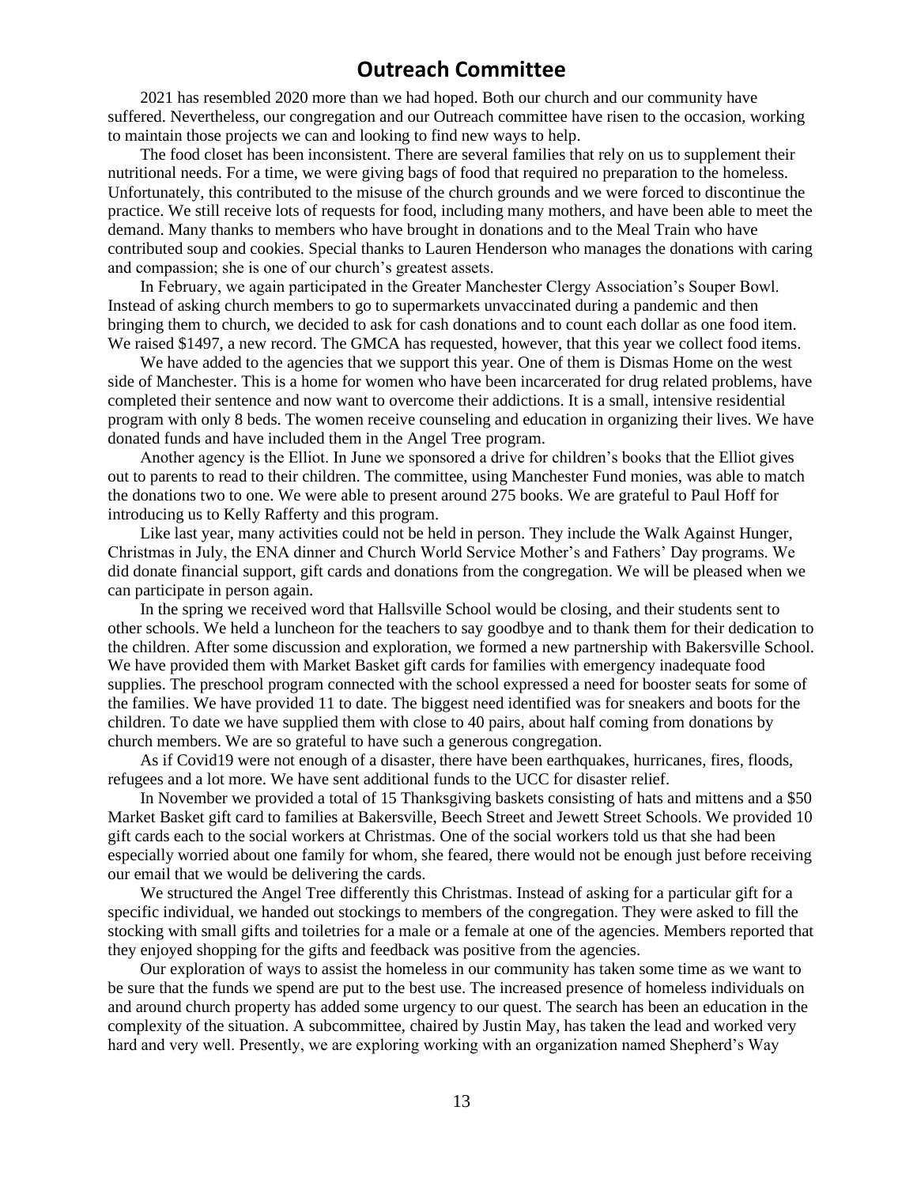## Outreach Committee

2021 has resembled 2020 more than we had hoped. Both our church and our community have suffered. Nevertheless, our congregation and our Outreach committee have risen to the occasion, working to maintain those projects we can and looking to find new ways to help.

The food closet has been inconsistent. There are several families that rely on us to supplement their nutritional needs. For a time, we were giving bags of food that required no preparation to the homeless. Unfortunately, this contributed to the misuse of the church grounds and we were forced to discontinue the practice. We still receive lots of requests for food, including many mothers, and have been able to meet the demand. Many thanks to members who have brought in donations and to the Meal Train who have contributed soup and cookies. Special thanks to Lauren Henderson who manages the donations with caring and compassion; she is one of our church's greatest assets.

In February, we again participated in the Greater Manchester Clergy Association's Souper Bowl. Instead of asking church members to go to supermarkets unvaccinated during a pandemic and then bringing them to church, we decided to ask for cash donations and to count each dollar as one food item. We raised $1497, a new record. The GMCA has requested, however, that this year we collect food items.

We have added to the agencies that we support this year. One of them is Dismas Home on the west side of Manchester. This is a home for women who have been incarcerated for drug related problems, have completed their sentence and now want to overcome their addictions. It is a small, intensive residential program with only 8 beds. The women receive counseling and education in organizing their lives. We have donated funds and have included them in the Angel Tree program.

Another agency is the Elliot. In June we sponsored a drive for children's books that the Elliot gives out to parents to read to their children. The committee, using Manchester Fund monies, was able to match the donations two to one. We were able to present around 275 books. We are grateful to Paul Hoff for introducing us to Kelly Rafferty and this program.

Like last year, many activities could not be held in person. They include the Walk Against Hunger, Christmas in July, the ENA dinner and Church World Service Mother's and Fathers' Day programs. We did donate financial support, gift cards and donations from the congregation. We will be pleased when we can participate in person again.

In the spring we received word that Hallsville School would be closing, and their students sent to other schools. We held a luncheon for the teachers to say goodbye and to thank them for their dedication to the children. After some discussion and exploration, we formed a new partnership with Bakersville School. We have provided them with Market Basket gift cards for families with emergency inadequate food supplies. The preschool program connected with the school expressed a need for booster seats for some of the families. We have provided 11 to date. The biggest need identified was for sneakers and boots for the children. To date we have supplied them with close to 40 pairs, about half coming from donations by church members. We are so grateful to have such a generous congregation.

As if Covid19 were not enough of a disaster, there have been earthquakes, hurricanes, fires, floods, refugees and a lot more. We have sent additional funds to the UCC for disaster relief.

In November we provided a total of 15 Thanksgiving baskets consisting of hats and mittens and a $50 Market Basket gift card to families at Bakersville, Beech Street and Jewett Street Schools. We provided 10 gift cards each to the social workers at Christmas. One of the social workers told us that she had been especially worried about one family for whom, she feared, there would not be enough just before receiving our email that we would be delivering the cards.

We structured the Angel Tree differently this Christmas. Instead of asking for a particular gift for a specific individual, we handed out stockings to members of the congregation. They were asked to fill the stocking with small gifts and toiletries for a male or a female at one of the agencies. Members reported that they enjoyed shopping for the gifts and feedback was positive from the agencies.

Our exploration of ways to assist the homeless in our community has taken some time as we want to be sure that the funds we spend are put to the best use. The increased presence of homeless individuals on and around church property has added some urgency to our quest. The search has been an education in the complexity of the situation. A subcommittee, chaired by Justin May, has taken the lead and worked very hard and very well. Presently, we are exploring working with an organization named Shepherd's Way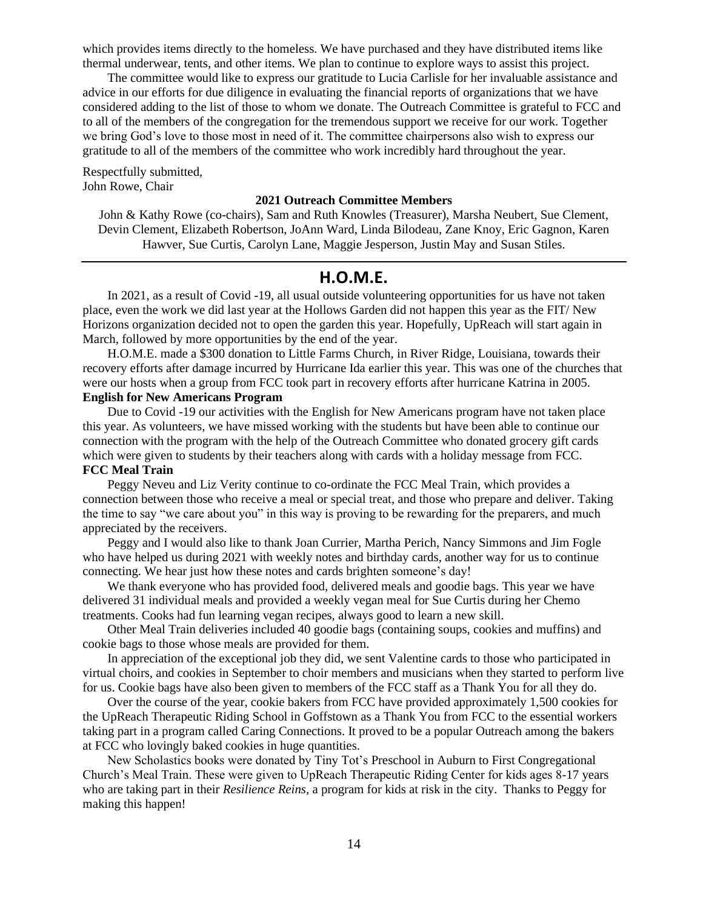which provides items directly to the homeless. We have purchased and they have distributed items like thermal underwear, tents, and other items. We plan to continue to explore ways to assist this project.

The committee would like to express our gratitude to Lucia Carlisle for her invaluable assistance and advice in our efforts for due diligence in evaluating the financial reports of organizations that we have considered adding to the list of those to whom we donate. The Outreach Committee is grateful to FCC and to all of the members of the congregation for the tremendous support we receive for our work. Together we bring God's love to those most in need of it. The committee chairpersons also wish to express our gratitude to all of the members of the committee who work incredibly hard throughout the year.

Respectfully submitted,
John Rowe, Chair

**2021 Outreach Committee Members**

John & Kathy Rowe (co-chairs), Sam and Ruth Knowles (Treasurer), Marsha Neubert, Sue Clement, Devin Clement, Elizabeth Robertson, JoAnn Ward, Linda Bilodeau, Zane Knoy, Eric Gagnon, Karen Hawver, Sue Curtis, Carolyn Lane, Maggie Jesperson, Justin May and Susan Stiles.

---

## H.O.M.E.

In 2021, as a result of Covid -19, all usual outside volunteering opportunities for us have not taken place, even the work we did last year at the Hollows Garden did not happen this year as the FIT/ New Horizons organization decided not to open the garden this year. Hopefully, UpReach will start again in March, followed by more opportunities by the end of the year.

H.O.M.E. made a $300 donation to Little Farms Church, in River Ridge, Louisiana, towards their recovery efforts after damage incurred by Hurricane Ida earlier this year. This was one of the churches that were our hosts when a group from FCC took part in recovery efforts after hurricane Katrina in 2005.

**English for New Americans Program**

Due to Covid -19 our activities with the English for New Americans program have not taken place this year. As volunteers, we have missed working with the students but have been able to continue our connection with the program with the help of the Outreach Committee who donated grocery gift cards which were given to students by their teachers along with cards with a holiday message from FCC.

**FCC Meal Train**

Peggy Neveu and Liz Verity continue to co-ordinate the FCC Meal Train, which provides a connection between those who receive a meal or special treat, and those who prepare and deliver. Taking the time to say "we care about you" in this way is proving to be rewarding for the preparers, and much appreciated by the receivers.

Peggy and I would also like to thank Joan Currier, Martha Perich, Nancy Simmons and Jim Fogle who have helped us during 2021 with weekly notes and birthday cards, another way for us to continue connecting. We hear just how these notes and cards brighten someone's day!

We thank everyone who has provided food, delivered meals and goodie bags. This year we have delivered 31 individual meals and provided a weekly vegan meal for Sue Curtis during her Chemo treatments. Cooks had fun learning vegan recipes, always good to learn a new skill.

Other Meal Train deliveries included 40 goodie bags (containing soups, cookies and muffins) and cookie bags to those whose meals are provided for them.

In appreciation of the exceptional job they did, we sent Valentine cards to those who participated in virtual choirs, and cookies in September to choir members and musicians when they started to perform live for us. Cookie bags have also been given to members of the FCC staff as a Thank You for all they do.

Over the course of the year, cookie bakers from FCC have provided approximately 1,500 cookies for the UpReach Therapeutic Riding School in Goffstown as a Thank You from FCC to the essential workers taking part in a program called Caring Connections. It proved to be a popular Outreach among the bakers at FCC who lovingly baked cookies in huge quantities.

New Scholastics books were donated by Tiny Tot's Preschool in Auburn to First Congregational Church's Meal Train. These were given to UpReach Therapeutic Riding Center for kids ages 8-17 years who are taking part in their *Resilience Reins,* a program for kids at risk in the city. Thanks to Peggy for making this happen!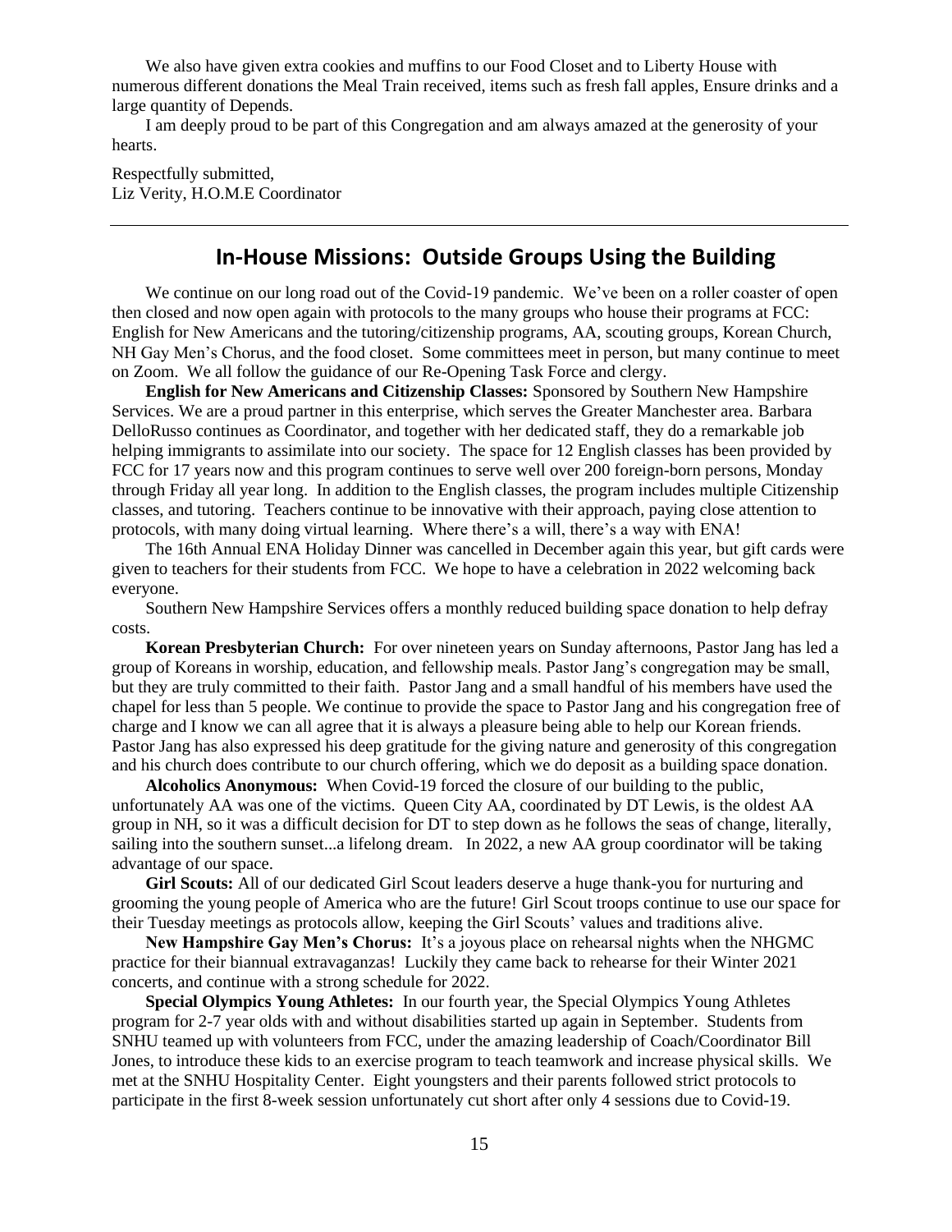We also have given extra cookies and muffins to our Food Closet and to Liberty House with numerous different donations the Meal Train received, items such as fresh fall apples, Ensure drinks and a large quantity of Depends.

I am deeply proud to be part of this Congregation and am always amazed at the generosity of your hearts.

Respectfully submitted,
Liz Verity, H.O.M.E Coordinator

---

## In-House Missions: Outside Groups Using the Building

We continue on our long road out of the Covid-19 pandemic. We've been on a roller coaster of open then closed and now open again with protocols to the many groups who house their programs at FCC: English for New Americans and the tutoring/citizenship programs, AA, scouting groups, Korean Church, NH Gay Men's Chorus, and the food closet. Some committees meet in person, but many continue to meet on Zoom. We all follow the guidance of our Re-Opening Task Force and clergy.

**English for New Americans and Citizenship Classes:** Sponsored by Southern New Hampshire Services. We are a proud partner in this enterprise, which serves the Greater Manchester area. Barbara DelloRusso continues as Coordinator, and together with her dedicated staff, they do a remarkable job helping immigrants to assimilate into our society. The space for 12 English classes has been provided by FCC for 17 years now and this program continues to serve well over 200 foreign-born persons, Monday through Friday all year long. In addition to the English classes, the program includes multiple Citizenship classes, and tutoring. Teachers continue to be innovative with their approach, paying close attention to protocols, with many doing virtual learning. Where there's a will, there's a way with ENA!

The 16th Annual ENA Holiday Dinner was cancelled in December again this year, but gift cards were given to teachers for their students from FCC. We hope to have a celebration in 2022 welcoming back everyone.

Southern New Hampshire Services offers a monthly reduced building space donation to help defray costs.

**Korean Presbyterian Church:** For over nineteen years on Sunday afternoons, Pastor Jang has led a group of Koreans in worship, education, and fellowship meals. Pastor Jang's congregation may be small, but they are truly committed to their faith. Pastor Jang and a small handful of his members have used the chapel for less than 5 people. We continue to provide the space to Pastor Jang and his congregation free of charge and I know we can all agree that it is always a pleasure being able to help our Korean friends. Pastor Jang has also expressed his deep gratitude for the giving nature and generosity of this congregation and his church does contribute to our church offering, which we do deposit as a building space donation.

**Alcoholics Anonymous:** When Covid-19 forced the closure of our building to the public, unfortunately AA was one of the victims. Queen City AA, coordinated by DT Lewis, is the oldest AA group in NH, so it was a difficult decision for DT to step down as he follows the seas of change, literally, sailing into the southern sunset...a lifelong dream. In 2022, a new AA group coordinator will be taking advantage of our space.

**Girl Scouts:** All of our dedicated Girl Scout leaders deserve a huge thank-you for nurturing and grooming the young people of America who are the future! Girl Scout troops continue to use our space for their Tuesday meetings as protocols allow, keeping the Girl Scouts' values and traditions alive.

**New Hampshire Gay Men's Chorus:** It's a joyous place on rehearsal nights when the NHGMC practice for their biannual extravaganzas! Luckily they came back to rehearse for their Winter 2021 concerts, and continue with a strong schedule for 2022.

**Special Olympics Young Athletes:** In our fourth year, the Special Olympics Young Athletes program for 2-7 year olds with and without disabilities started up again in September. Students from SNHU teamed up with volunteers from FCC, under the amazing leadership of Coach/Coordinator Bill Jones, to introduce these kids to an exercise program to teach teamwork and increase physical skills. We met at the SNHU Hospitality Center. Eight youngsters and their parents followed strict protocols to participate in the first 8-week session unfortunately cut short after only 4 sessions due to Covid-19.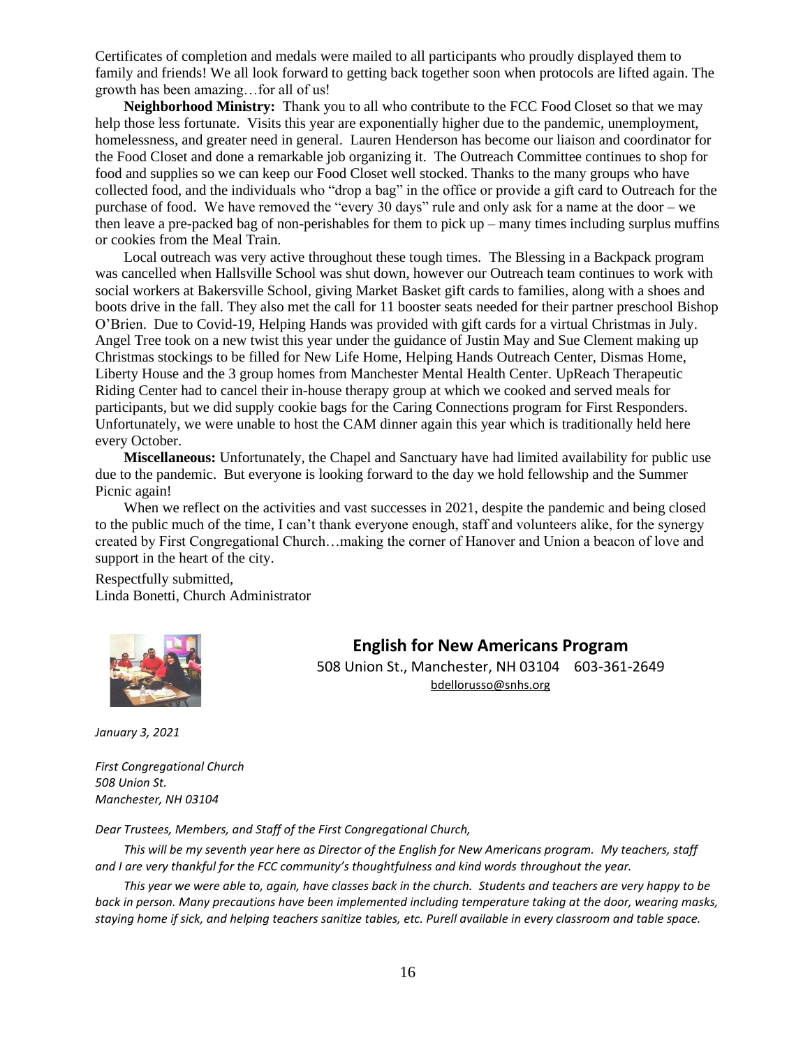Certificates of completion and medals were mailed to all participants who proudly displayed them to family and friends! We all look forward to getting back together soon when protocols are lifted again. The growth has been amazing…for all of us!

**Neighborhood Ministry:** Thank you to all who contribute to the FCC Food Closet so that we may help those less fortunate. Visits this year are exponentially higher due to the pandemic, unemployment, homelessness, and greater need in general. Lauren Henderson has become our liaison and coordinator for the Food Closet and done a remarkable job organizing it. The Outreach Committee continues to shop for food and supplies so we can keep our Food Closet well stocked. Thanks to the many groups who have collected food, and the individuals who "drop a bag" in the office or provide a gift card to Outreach for the purchase of food. We have removed the "every 30 days" rule and only ask for a name at the door – we then leave a pre-packed bag of non-perishables for them to pick up – many times including surplus muffins or cookies from the Meal Train.

Local outreach was very active throughout these tough times. The Blessing in a Backpack program was cancelled when Hallsville School was shut down, however our Outreach team continues to work with social workers at Bakersville School, giving Market Basket gift cards to families, along with a shoes and boots drive in the fall. They also met the call for 11 booster seats needed for their partner preschool Bishop O'Brien. Due to Covid-19, Helping Hands was provided with gift cards for a virtual Christmas in July. Angel Tree took on a new twist this year under the guidance of Justin May and Sue Clement making up Christmas stockings to be filled for New Life Home, Helping Hands Outreach Center, Dismas Home, Liberty House and the 3 group homes from Manchester Mental Health Center. UpReach Therapeutic Riding Center had to cancel their in-house therapy group at which we cooked and served meals for participants, but we did supply cookie bags for the Caring Connections program for First Responders. Unfortunately, we were unable to host the CAM dinner again this year which is traditionally held here every October.

**Miscellaneous:** Unfortunately, the Chapel and Sanctuary have had limited availability for public use due to the pandemic. But everyone is looking forward to the day we hold fellowship and the Summer Picnic again!

When we reflect on the activities and vast successes in 2021, despite the pandemic and being closed to the public much of the time, I can't thank everyone enough, staff and volunteers alike, for the synergy created by First Congregational Church…making the corner of Hanover and Union a beacon of love and support in the heart of the city.

Respectfully submitted,
Linda Bonetti, Church Administrator

## English for New Americans Program

508 Union St., Manchester, NH 03104    603-361-2649
bdellorusso@snhs.org

*January 3, 2021*

*First Congregational Church*
*508 Union St.*
*Manchester, NH 03104*

*Dear Trustees, Members, and Staff of the First Congregational Church,*

*This will be my seventh year here as Director of the English for New Americans program. My teachers, staff and I are very thankful for the FCC community's thoughtfulness and kind words throughout the year.*

*This year we were able to, again, have classes back in the church. Students and teachers are very happy to be back in person. Many precautions have been implemented including temperature taking at the door, wearing masks, staying home if sick, and helping teachers sanitize tables, etc. Purell available in every classroom and table space.*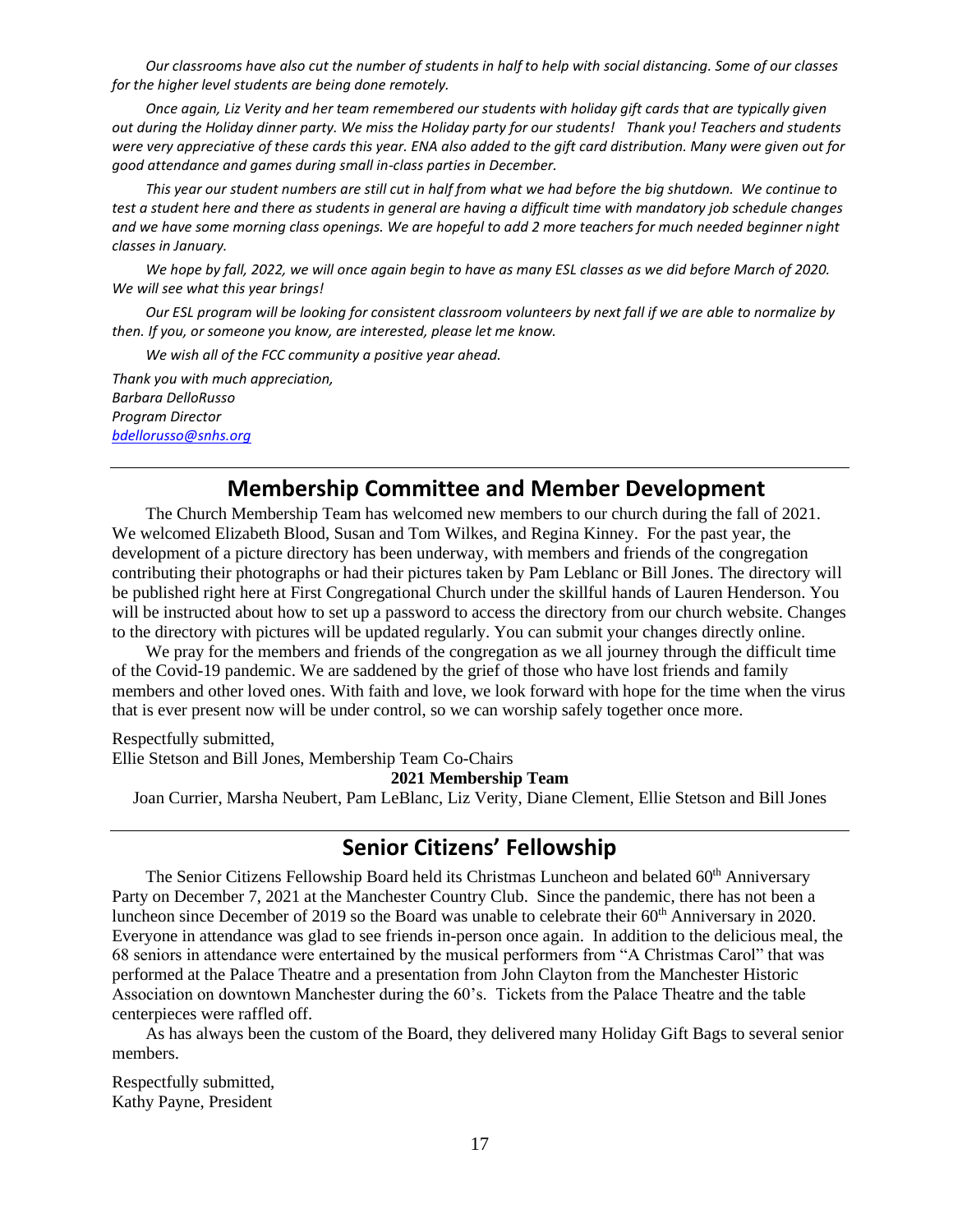*Our classrooms have also cut the number of students in half to help with social distancing. Some of our classes for the higher level students are being done remotely.*

*Once again, Liz Verity and her team remembered our students with holiday gift cards that are typically given out during the Holiday dinner party. We miss the Holiday party for our students! Thank you! Teachers and students were very appreciative of these cards this year. ENA also added to the gift card distribution. Many were given out for good attendance and games during small in-class parties in December.*

*This year our student numbers are still cut in half from what we had before the big shutdown. We continue to test a student here and there as students in general are having a difficult time with mandatory job schedule changes and we have some morning class openings. We are hopeful to add 2 more teachers for much needed beginner night classes in January.*

*We hope by fall, 2022, we will once again begin to have as many ESL classes as we did before March of 2020. We will see what this year brings!*

*Our ESL program will be looking for consistent classroom volunteers by next fall if we are able to normalize by then. If you, or someone you know, are interested, please let me know.*

*We wish all of the FCC community a positive year ahead.*

*Thank you with much appreciation,*
*Barbara DelloRusso*
*Program Director*
*bdellorusso@snhs.org*

## Membership Committee and Member Development

The Church Membership Team has welcomed new members to our church during the fall of 2021. We welcomed Elizabeth Blood, Susan and Tom Wilkes, and Regina Kinney. For the past year, the development of a picture directory has been underway, with members and friends of the congregation contributing their photographs or had their pictures taken by Pam Leblanc or Bill Jones. The directory will be published right here at First Congregational Church under the skillful hands of Lauren Henderson. You will be instructed about how to set up a password to access the directory from our church website. Changes to the directory with pictures will be updated regularly. You can submit your changes directly online.

We pray for the members and friends of the congregation as we all journey through the difficult time of the Covid-19 pandemic. We are saddened by the grief of those who have lost friends and family members and other loved ones. With faith and love, we look forward with hope for the time when the virus that is ever present now will be under control, so we can worship safely together once more.

Respectfully submitted,
Ellie Stetson and Bill Jones, Membership Team Co-Chairs

**2021 Membership Team**

Joan Currier, Marsha Neubert, Pam LeBlanc, Liz Verity, Diane Clement, Ellie Stetson and Bill Jones

## Senior Citizens' Fellowship

The Senior Citizens Fellowship Board held its Christmas Luncheon and belated 60th Anniversary Party on December 7, 2021 at the Manchester Country Club. Since the pandemic, there has not been a luncheon since December of 2019 so the Board was unable to celebrate their 60th Anniversary in 2020. Everyone in attendance was glad to see friends in-person once again. In addition to the delicious meal, the 68 seniors in attendance were entertained by the musical performers from "A Christmas Carol" that was performed at the Palace Theatre and a presentation from John Clayton from the Manchester Historic Association on downtown Manchester during the 60's. Tickets from the Palace Theatre and the table centerpieces were raffled off.

As has always been the custom of the Board, they delivered many Holiday Gift Bags to several senior members.

Respectfully submitted,
Kathy Payne, President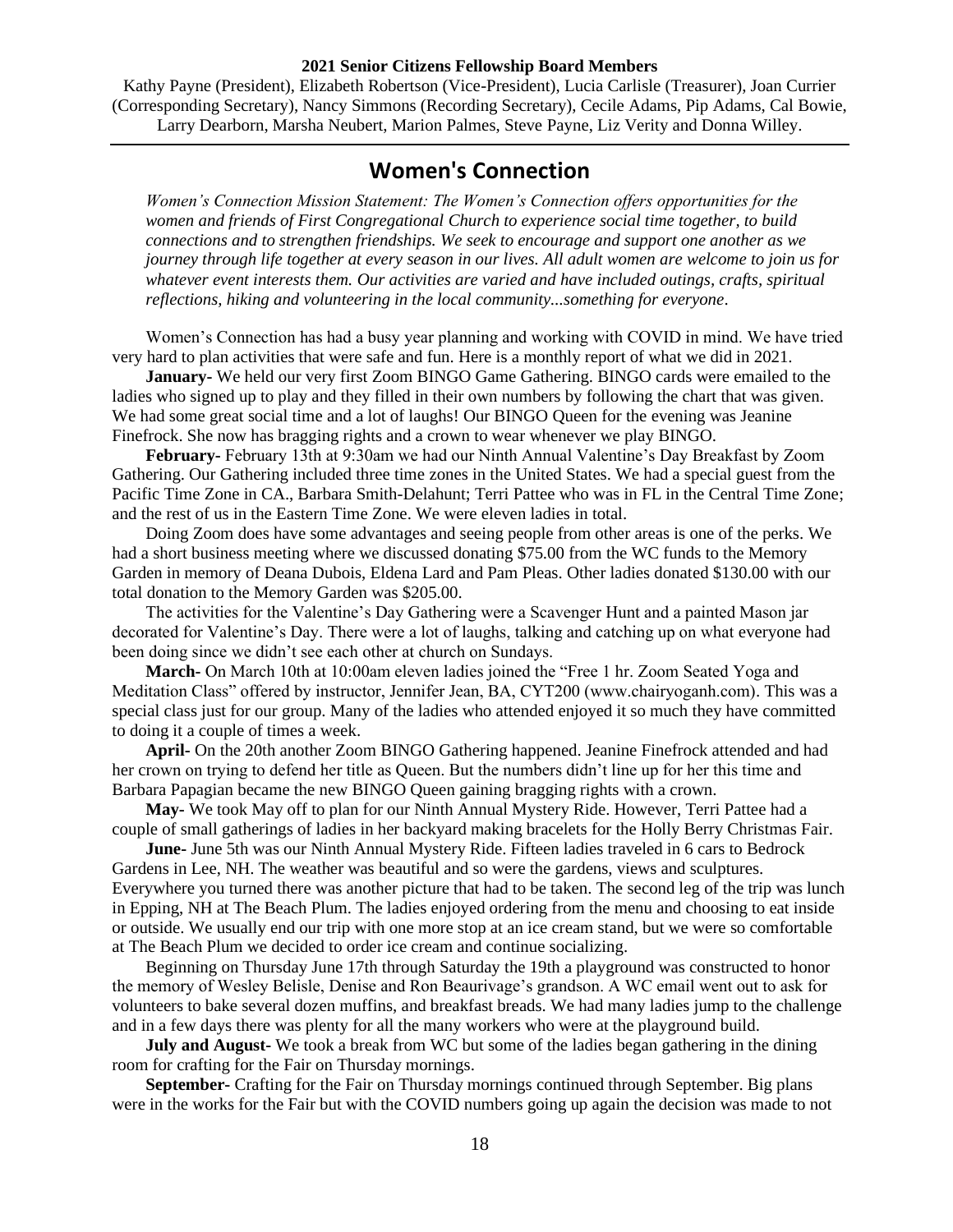**2021 Senior Citizens Fellowship Board Members**

Kathy Payne (President), Elizabeth Robertson (Vice-President), Lucia Carlisle (Treasurer), Joan Currier (Corresponding Secretary), Nancy Simmons (Recording Secretary), Cecile Adams, Pip Adams, Cal Bowie, Larry Dearborn, Marsha Neubert, Marion Palmes, Steve Payne, Liz Verity and Donna Willey.

---

## Women's Connection

*Women's Connection Mission Statement: The Women's Connection offers opportunities for the women and friends of First Congregational Church to experience social time together, to build connections and to strengthen friendships. We seek to encourage and support one another as we journey through life together at every season in our lives. All adult women are welcome to join us for whatever event interests them. Our activities are varied and have included outings, crafts, spiritual reflections, hiking and volunteering in the local community...something for everyone.*

Women's Connection has had a busy year planning and working with COVID in mind. We have tried very hard to plan activities that were safe and fun. Here is a monthly report of what we did in 2021.

**January-** We held our very first Zoom BINGO Game Gathering. BINGO cards were emailed to the ladies who signed up to play and they filled in their own numbers by following the chart that was given. We had some great social time and a lot of laughs! Our BINGO Queen for the evening was Jeanine Finefrock. She now has bragging rights and a crown to wear whenever we play BINGO.

**February-** February 13th at 9:30am we had our Ninth Annual Valentine's Day Breakfast by Zoom Gathering. Our Gathering included three time zones in the United States. We had a special guest from the Pacific Time Zone in CA., Barbara Smith-Delahunt; Terri Pattee who was in FL in the Central Time Zone; and the rest of us in the Eastern Time Zone. We were eleven ladies in total.

Doing Zoom does have some advantages and seeing people from other areas is one of the perks. We had a short business meeting where we discussed donating $75.00 from the WC funds to the Memory Garden in memory of Deana Dubois, Eldena Lard and Pam Pleas. Other ladies donated $130.00 with our total donation to the Memory Garden was $205.00.

The activities for the Valentine's Day Gathering were a Scavenger Hunt and a painted Mason jar decorated for Valentine's Day. There were a lot of laughs, talking and catching up on what everyone had been doing since we didn't see each other at church on Sundays.

**March-** On March 10th at 10:00am eleven ladies joined the "Free 1 hr. Zoom Seated Yoga and Meditation Class" offered by instructor, Jennifer Jean, BA, CYT200 (www.chairyoganh.com). This was a special class just for our group. Many of the ladies who attended enjoyed it so much they have committed to doing it a couple of times a week.

**April-** On the 20th another Zoom BINGO Gathering happened. Jeanine Finefrock attended and had her crown on trying to defend her title as Queen. But the numbers didn't line up for her this time and Barbara Papagian became the new BINGO Queen gaining bragging rights with a crown.

**May-** We took May off to plan for our Ninth Annual Mystery Ride. However, Terri Pattee had a couple of small gatherings of ladies in her backyard making bracelets for the Holly Berry Christmas Fair.

**June-** June 5th was our Ninth Annual Mystery Ride. Fifteen ladies traveled in 6 cars to Bedrock Gardens in Lee, NH. The weather was beautiful and so were the gardens, views and sculptures. Everywhere you turned there was another picture that had to be taken. The second leg of the trip was lunch in Epping, NH at The Beach Plum. The ladies enjoyed ordering from the menu and choosing to eat inside or outside. We usually end our trip with one more stop at an ice cream stand, but we were so comfortable at The Beach Plum we decided to order ice cream and continue socializing.

Beginning on Thursday June 17th through Saturday the 19th a playground was constructed to honor the memory of Wesley Belisle, Denise and Ron Beaurivage's grandson. A WC email went out to ask for volunteers to bake several dozen muffins, and breakfast breads. We had many ladies jump to the challenge and in a few days there was plenty for all the many workers who were at the playground build.

**July and August-** We took a break from WC but some of the ladies began gathering in the dining room for crafting for the Fair on Thursday mornings.

**September-** Crafting for the Fair on Thursday mornings continued through September. Big plans were in the works for the Fair but with the COVID numbers going up again the decision was made to not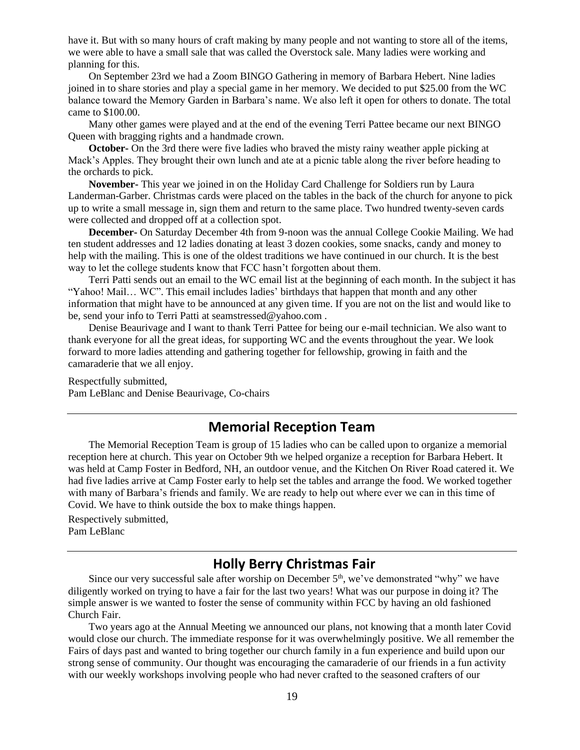have it. But with so many hours of craft making by many people and not wanting to store all of the items, we were able to have a small sale that was called the Overstock sale. Many ladies were working and planning for this.

On September 23rd we had a Zoom BINGO Gathering in memory of Barbara Hebert. Nine ladies joined in to share stories and play a special game in her memory. We decided to put $25.00 from the WC balance toward the Memory Garden in Barbara's name. We also left it open for others to donate. The total came to $100.00.

Many other games were played and at the end of the evening Terri Pattee became our next BINGO Queen with bragging rights and a handmade crown.

**October-** On the 3rd there were five ladies who braved the misty rainy weather apple picking at Mack's Apples. They brought their own lunch and ate at a picnic table along the river before heading to the orchards to pick.

**November-** This year we joined in on the Holiday Card Challenge for Soldiers run by Laura Landerman-Garber. Christmas cards were placed on the tables in the back of the church for anyone to pick up to write a small message in, sign them and return to the same place. Two hundred twenty-seven cards were collected and dropped off at a collection spot.

**December-** On Saturday December 4th from 9-noon was the annual College Cookie Mailing. We had ten student addresses and 12 ladies donating at least 3 dozen cookies, some snacks, candy and money to help with the mailing. This is one of the oldest traditions we have continued in our church. It is the best way to let the college students know that FCC hasn't forgotten about them.

Terri Patti sends out an email to the WC email list at the beginning of each month. In the subject it has "Yahoo! Mail… WC". This email includes ladies' birthdays that happen that month and any other information that might have to be announced at any given time. If you are not on the list and would like to be, send your info to Terri Patti at seamstressed@yahoo.com .

Denise Beaurivage and I want to thank Terri Pattee for being our e-mail technician. We also want to thank everyone for all the great ideas, for supporting WC and the events throughout the year. We look forward to more ladies attending and gathering together for fellowship, growing in faith and the camaraderie that we all enjoy.

Respectfully submitted,
Pam LeBlanc and Denise Beaurivage, Co-chairs

## Memorial Reception Team

The Memorial Reception Team is group of 15 ladies who can be called upon to organize a memorial reception here at church. This year on October 9th we helped organize a reception for Barbara Hebert. It was held at Camp Foster in Bedford, NH, an outdoor venue, and the Kitchen On River Road catered it. We had five ladies arrive at Camp Foster early to help set the tables and arrange the food. We worked together with many of Barbara's friends and family. We are ready to help out where ever we can in this time of Covid. We have to think outside the box to make things happen.

Respectively submitted,
Pam LeBlanc

## Holly Berry Christmas Fair

Since our very successful sale after worship on December 5th, we've demonstrated "why" we have diligently worked on trying to have a fair for the last two years! What was our purpose in doing it? The simple answer is we wanted to foster the sense of community within FCC by having an old fashioned Church Fair.

Two years ago at the Annual Meeting we announced our plans, not knowing that a month later Covid would close our church. The immediate response for it was overwhelmingly positive. We all remember the Fairs of days past and wanted to bring together our church family in a fun experience and build upon our strong sense of community. Our thought was encouraging the camaraderie of our friends in a fun activity with our weekly workshops involving people who had never crafted to the seasoned crafters of our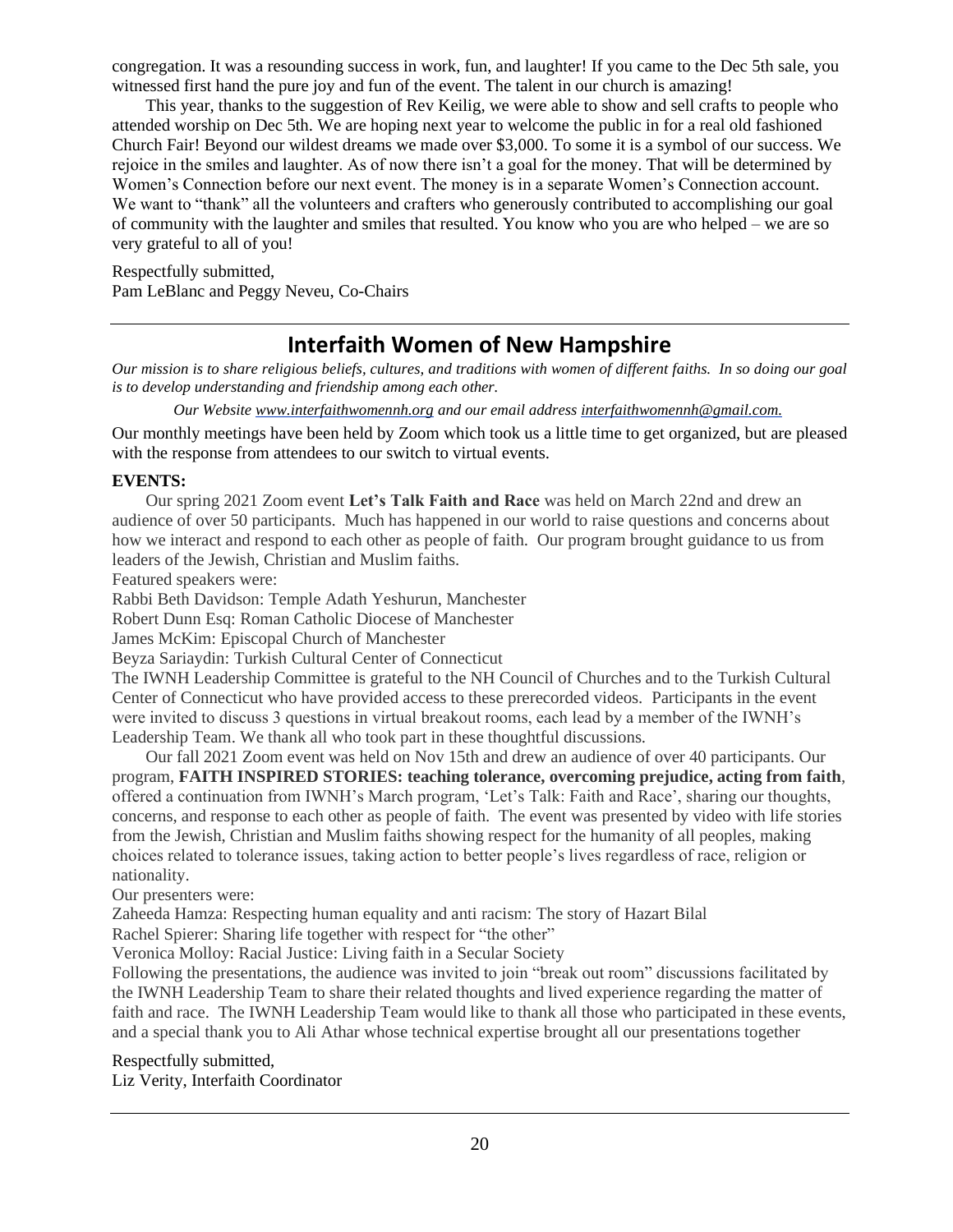congregation. It was a resounding success in work, fun, and laughter! If you came to the Dec 5th sale, you witnessed first hand the pure joy and fun of the event. The talent in our church is amazing!

This year, thanks to the suggestion of Rev Keilig, we were able to show and sell crafts to people who attended worship on Dec 5th. We are hoping next year to welcome the public in for a real old fashioned Church Fair! Beyond our wildest dreams we made over $3,000. To some it is a symbol of our success. We rejoice in the smiles and laughter. As of now there isn't a goal for the money. That will be determined by Women's Connection before our next event. The money is in a separate Women's Connection account. We want to "thank" all the volunteers and crafters who generously contributed to accomplishing our goal of community with the laughter and smiles that resulted. You know who you are who helped – we are so very grateful to all of you!

Respectfully submitted,
Pam LeBlanc and Peggy Neveu, Co-Chairs

---

## Interfaith Women of New Hampshire

*Our mission is to share religious beliefs, cultures, and traditions with women of different faiths. In so doing our goal is to develop understanding and friendship among each other.*

*Our Website www.interfaithwomennh.org and our email address interfaithwomennh@gmail.com.*

Our monthly meetings have been held by Zoom which took us a little time to get organized, but are pleased with the response from attendees to our switch to virtual events.

**EVENTS:**

Our spring 2021 Zoom event **Let's Talk Faith and Race** was held on March 22nd and drew an audience of over 50 participants. Much has happened in our world to raise questions and concerns about how we interact and respond to each other as people of faith. Our program brought guidance to us from leaders of the Jewish, Christian and Muslim faiths.

Featured speakers were:
Rabbi Beth Davidson: Temple Adath Yeshurun, Manchester
Robert Dunn Esq: Roman Catholic Diocese of Manchester
James McKim: Episcopal Church of Manchester
Beyza Sariaydin: Turkish Cultural Center of Connecticut

The IWNH Leadership Committee is grateful to the NH Council of Churches and to the Turkish Cultural Center of Connecticut who have provided access to these prerecorded videos. Participants in the event were invited to discuss 3 questions in virtual breakout rooms, each lead by a member of the IWNH's Leadership Team. We thank all who took part in these thoughtful discussions.

Our fall 2021 Zoom event was held on Nov 15th and drew an audience of over 40 participants. Our program, **FAITH INSPIRED STORIES: teaching tolerance, overcoming prejudice, acting from faith**, offered a continuation from IWNH's March program, 'Let's Talk: Faith and Race', sharing our thoughts, concerns, and response to each other as people of faith. The event was presented by video with life stories from the Jewish, Christian and Muslim faiths showing respect for the humanity of all peoples, making choices related to tolerance issues, taking action to better people's lives regardless of race, religion or nationality.

Our presenters were:
Zaheeda Hamza: Respecting human equality and anti racism: The story of Hazart Bilal
Rachel Spierer: Sharing life together with respect for "the other"
Veronica Molloy: Racial Justice: Living faith in a Secular Society

Following the presentations, the audience was invited to join "break out room" discussions facilitated by the IWNH Leadership Team to share their related thoughts and lived experience regarding the matter of faith and race. The IWNH Leadership Team would like to thank all those who participated in these events, and a special thank you to Ali Athar whose technical expertise brought all our presentations together

Respectfully submitted,
Liz Verity, Interfaith Coordinator

---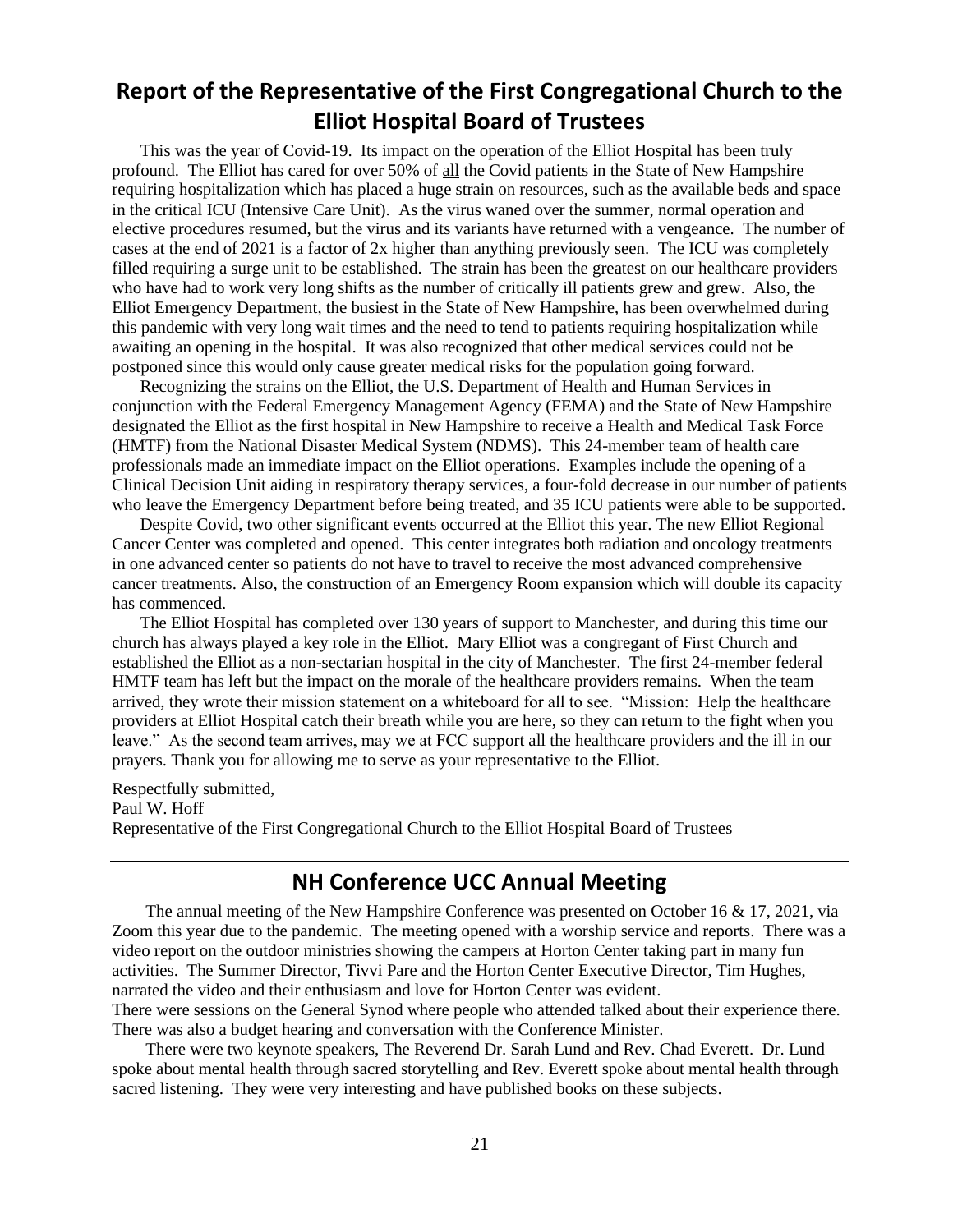## Report of the Representative of the First Congregational Church to the Elliot Hospital Board of Trustees

This was the year of Covid-19. Its impact on the operation of the Elliot Hospital has been truly profound. The Elliot has cared for over 50% of <u>all</u> the Covid patients in the State of New Hampshire requiring hospitalization which has placed a huge strain on resources, such as the available beds and space in the critical ICU (Intensive Care Unit). As the virus waned over the summer, normal operation and elective procedures resumed, but the virus and its variants have returned with a vengeance. The number of cases at the end of 2021 is a factor of 2x higher than anything previously seen. The ICU was completely filled requiring a surge unit to be established. The strain has been the greatest on our healthcare providers who have had to work very long shifts as the number of critically ill patients grew and grew. Also, the Elliot Emergency Department, the busiest in the State of New Hampshire, has been overwhelmed during this pandemic with very long wait times and the need to tend to patients requiring hospitalization while awaiting an opening in the hospital. It was also recognized that other medical services could not be postponed since this would only cause greater medical risks for the population going forward.

Recognizing the strains on the Elliot, the U.S. Department of Health and Human Services in conjunction with the Federal Emergency Management Agency (FEMA) and the State of New Hampshire designated the Elliot as the first hospital in New Hampshire to receive a Health and Medical Task Force (HMTF) from the National Disaster Medical System (NDMS). This 24-member team of health care professionals made an immediate impact on the Elliot operations. Examples include the opening of a Clinical Decision Unit aiding in respiratory therapy services, a four-fold decrease in our number of patients who leave the Emergency Department before being treated, and 35 ICU patients were able to be supported.

Despite Covid, two other significant events occurred at the Elliot this year. The new Elliot Regional Cancer Center was completed and opened. This center integrates both radiation and oncology treatments in one advanced center so patients do not have to travel to receive the most advanced comprehensive cancer treatments. Also, the construction of an Emergency Room expansion which will double its capacity has commenced.

The Elliot Hospital has completed over 130 years of support to Manchester, and during this time our church has always played a key role in the Elliot. Mary Elliot was a congregant of First Church and established the Elliot as a non-sectarian hospital in the city of Manchester. The first 24-member federal HMTF team has left but the impact on the morale of the healthcare providers remains. When the team arrived, they wrote their mission statement on a whiteboard for all to see. "Mission: Help the healthcare providers at Elliot Hospital catch their breath while you are here, so they can return to the fight when you leave." As the second team arrives, may we at FCC support all the healthcare providers and the ill in our prayers. Thank you for allowing me to serve as your representative to the Elliot.

Respectfully submitted,  
Paul W. Hoff  
Representative of the First Congregational Church to the Elliot Hospital Board of Trustees

---

## NH Conference UCC Annual Meeting

The annual meeting of the New Hampshire Conference was presented on October 16 & 17, 2021, via Zoom this year due to the pandemic. The meeting opened with a worship service and reports. There was a video report on the outdoor ministries showing the campers at Horton Center taking part in many fun activities. The Summer Director, Tivvi Pare and the Horton Center Executive Director, Tim Hughes, narrated the video and their enthusiasm and love for Horton Center was evident.
There were sessions on the General Synod where people who attended talked about their experience there. There was also a budget hearing and conversation with the Conference Minister.

There were two keynote speakers, The Reverend Dr. Sarah Lund and Rev. Chad Everett. Dr. Lund spoke about mental health through sacred storytelling and Rev. Everett spoke about mental health through sacred listening. They were very interesting and have published books on these subjects.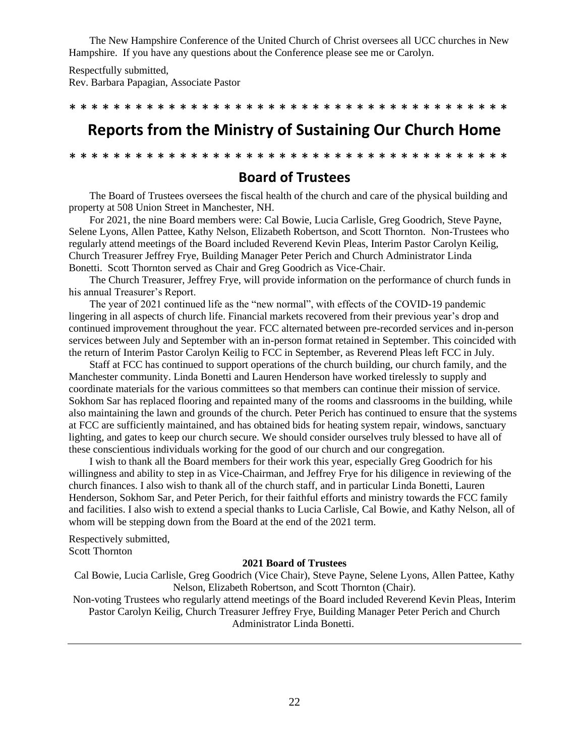The New Hampshire Conference of the United Church of Christ oversees all UCC churches in New Hampshire. If you have any questions about the Conference please see me or Carolyn.

Respectfully submitted,
Rev. Barbara Papagian, Associate Pastor

* * * * * * * * * * * * * * * * * * * * * * * * * * * * * * * * * * * * * * * * *

# Reports from the Ministry of Sustaining Our Church Home

* * * * * * * * * * * * * * * * * * * * * * * * * * * * * * * * * * * * * * * * *

## Board of Trustees

The Board of Trustees oversees the fiscal health of the church and care of the physical building and property at 508 Union Street in Manchester, NH.

For 2021, the nine Board members were: Cal Bowie, Lucia Carlisle, Greg Goodrich, Steve Payne, Selene Lyons, Allen Pattee, Kathy Nelson, Elizabeth Robertson, and Scott Thornton. Non-Trustees who regularly attend meetings of the Board included Reverend Kevin Pleas, Interim Pastor Carolyn Keilig, Church Treasurer Jeffrey Frye, Building Manager Peter Perich and Church Administrator Linda Bonetti. Scott Thornton served as Chair and Greg Goodrich as Vice-Chair.

The Church Treasurer, Jeffrey Frye, will provide information on the performance of church funds in his annual Treasurer's Report.

The year of 2021 continued life as the "new normal", with effects of the COVID-19 pandemic lingering in all aspects of church life. Financial markets recovered from their previous year's drop and continued improvement throughout the year. FCC alternated between pre-recorded services and in-person services between July and September with an in-person format retained in September. This coincided with the return of Interim Pastor Carolyn Keilig to FCC in September, as Reverend Pleas left FCC in July.

Staff at FCC has continued to support operations of the church building, our church family, and the Manchester community. Linda Bonetti and Lauren Henderson have worked tirelessly to supply and coordinate materials for the various committees so that members can continue their mission of service. Sokhom Sar has replaced flooring and repainted many of the rooms and classrooms in the building, while also maintaining the lawn and grounds of the church. Peter Perich has continued to ensure that the systems at FCC are sufficiently maintained, and has obtained bids for heating system repair, windows, sanctuary lighting, and gates to keep our church secure. We should consider ourselves truly blessed to have all of these conscientious individuals working for the good of our church and our congregation.

I wish to thank all the Board members for their work this year, especially Greg Goodrich for his willingness and ability to step in as Vice-Chairman, and Jeffrey Frye for his diligence in reviewing of the church finances. I also wish to thank all of the church staff, and in particular Linda Bonetti, Lauren Henderson, Sokhom Sar, and Peter Perich, for their faithful efforts and ministry towards the FCC family and facilities. I also wish to extend a special thanks to Lucia Carlisle, Cal Bowie, and Kathy Nelson, all of whom will be stepping down from the Board at the end of the 2021 term.

Respectively submitted,
Scott Thornton

**2021 Board of Trustees**

Cal Bowie, Lucia Carlisle, Greg Goodrich (Vice Chair), Steve Payne, Selene Lyons, Allen Pattee, Kathy Nelson, Elizabeth Robertson, and Scott Thornton (Chair).

Non-voting Trustees who regularly attend meetings of the Board included Reverend Kevin Pleas, Interim Pastor Carolyn Keilig, Church Treasurer Jeffrey Frye, Building Manager Peter Perich and Church Administrator Linda Bonetti.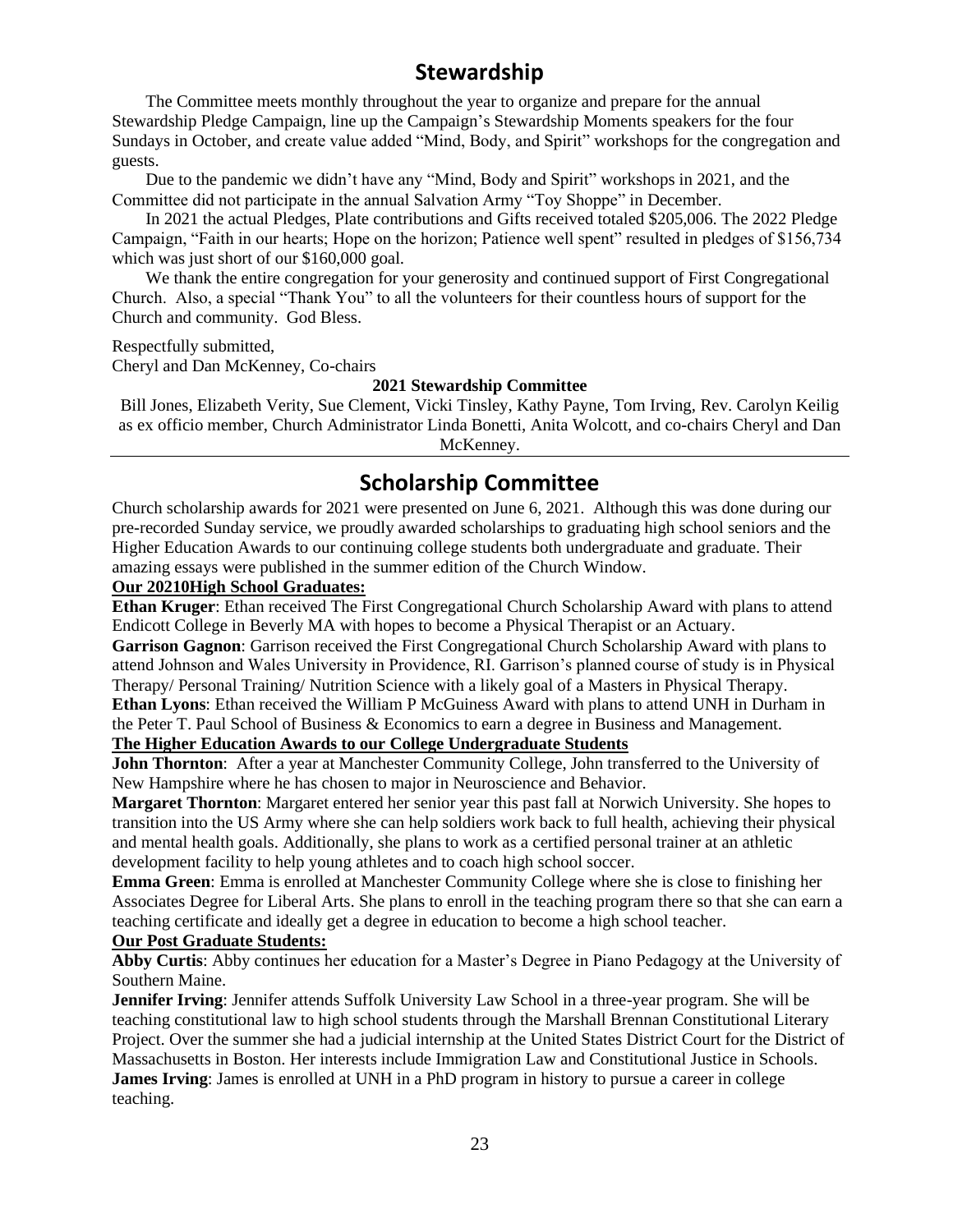## Stewardship

The Committee meets monthly throughout the year to organize and prepare for the annual Stewardship Pledge Campaign, line up the Campaign's Stewardship Moments speakers for the four Sundays in October, and create value added "Mind, Body, and Spirit" workshops for the congregation and guests.

Due to the pandemic we didn't have any "Mind, Body and Spirit" workshops in 2021, and the Committee did not participate in the annual Salvation Army "Toy Shoppe" in December.

In 2021 the actual Pledges, Plate contributions and Gifts received totaled $205,006. The 2022 Pledge Campaign, "Faith in our hearts; Hope on the horizon; Patience well spent" resulted in pledges of $156,734 which was just short of our $160,000 goal.

We thank the entire congregation for your generosity and continued support of First Congregational Church. Also, a special "Thank You" to all the volunteers for their countless hours of support for the Church and community. God Bless.

Respectfully submitted,
Cheryl and Dan McKenney, Co-chairs

**2021 Stewardship Committee**

Bill Jones, Elizabeth Verity, Sue Clement, Vicki Tinsley, Kathy Payne, Tom Irving, Rev. Carolyn Keilig as ex officio member, Church Administrator Linda Bonetti, Anita Wolcott, and co-chairs Cheryl and Dan McKenney.

---

## Scholarship Committee

Church scholarship awards for 2021 were presented on June 6, 2021. Although this was done during our pre-recorded Sunday service, we proudly awarded scholarships to graduating high school seniors and the Higher Education Awards to our continuing college students both undergraduate and graduate. Their amazing essays were published in the summer edition of the Church Window.

**Our 20210High School Graduates:**

**Ethan Kruger**: Ethan received The First Congregational Church Scholarship Award with plans to attend Endicott College in Beverly MA with hopes to become a Physical Therapist or an Actuary.

**Garrison Gagnon**: Garrison received the First Congregational Church Scholarship Award with plans to attend Johnson and Wales University in Providence, RI. Garrison's planned course of study is in Physical Therapy/ Personal Training/ Nutrition Science with a likely goal of a Masters in Physical Therapy.

**Ethan Lyons**: Ethan received the William P McGuiness Award with plans to attend UNH in Durham in the Peter T. Paul School of Business & Economics to earn a degree in Business and Management.

**The Higher Education Awards to our College Undergraduate Students**

**John Thornton**: After a year at Manchester Community College, John transferred to the University of New Hampshire where he has chosen to major in Neuroscience and Behavior.

**Margaret Thornton**: Margaret entered her senior year this past fall at Norwich University. She hopes to transition into the US Army where she can help soldiers work back to full health, achieving their physical and mental health goals. Additionally, she plans to work as a certified personal trainer at an athletic development facility to help young athletes and to coach high school soccer.

**Emma Green**: Emma is enrolled at Manchester Community College where she is close to finishing her Associates Degree for Liberal Arts. She plans to enroll in the teaching program there so that she can earn a teaching certificate and ideally get a degree in education to become a high school teacher.

**Our Post Graduate Students:**

**Abby Curtis**: Abby continues her education for a Master's Degree in Piano Pedagogy at the University of Southern Maine.

**Jennifer Irving**: Jennifer attends Suffolk University Law School in a three-year program. She will be teaching constitutional law to high school students through the Marshall Brennan Constitutional Literary Project. Over the summer she had a judicial internship at the United States District Court for the District of Massachusetts in Boston. Her interests include Immigration Law and Constitutional Justice in Schools.

**James Irving**: James is enrolled at UNH in a PhD program in history to pursue a career in college teaching.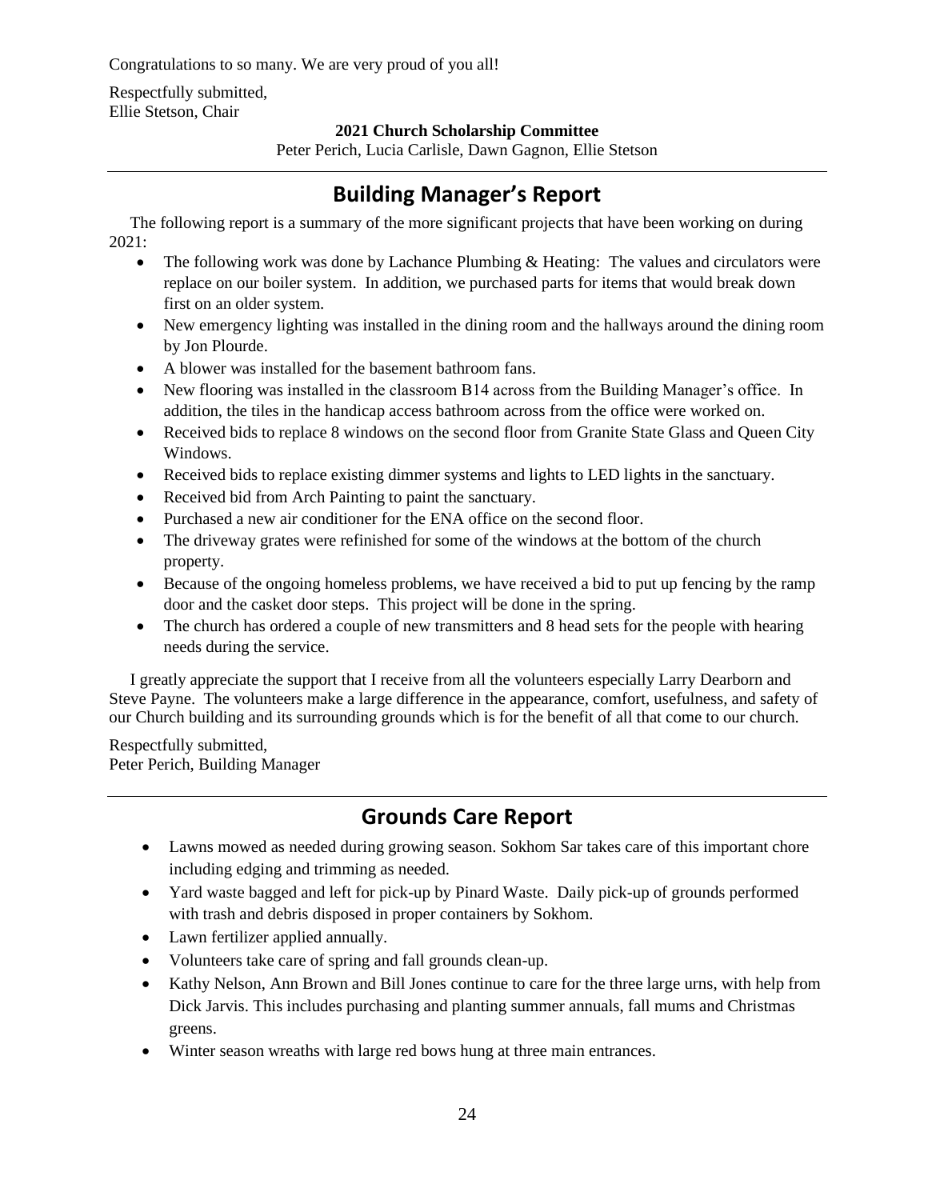Congratulations to so many. We are very proud of you all!

Respectfully submitted,
Ellie Stetson, Chair

**2021 Church Scholarship Committee**
Peter Perich, Lucia Carlisle, Dawn Gagnon, Ellie Stetson

---

## Building Manager's Report

The following report is a summary of the more significant projects that have been working on during 2021:

- The following work was done by Lachance Plumbing & Heating: The values and circulators were replace on our boiler system. In addition, we purchased parts for items that would break down first on an older system.
- New emergency lighting was installed in the dining room and the hallways around the dining room by Jon Plourde.
- A blower was installed for the basement bathroom fans.
- New flooring was installed in the classroom B14 across from the Building Manager's office. In addition, the tiles in the handicap access bathroom across from the office were worked on.
- Received bids to replace 8 windows on the second floor from Granite State Glass and Queen City Windows.
- Received bids to replace existing dimmer systems and lights to LED lights in the sanctuary.
- Received bid from Arch Painting to paint the sanctuary.
- Purchased a new air conditioner for the ENA office on the second floor.
- The driveway grates were refinished for some of the windows at the bottom of the church property.
- Because of the ongoing homeless problems, we have received a bid to put up fencing by the ramp door and the casket door steps. This project will be done in the spring.
- The church has ordered a couple of new transmitters and 8 head sets for the people with hearing needs during the service.

I greatly appreciate the support that I receive from all the volunteers especially Larry Dearborn and Steve Payne. The volunteers make a large difference in the appearance, comfort, usefulness, and safety of our Church building and its surrounding grounds which is for the benefit of all that come to our church.

Respectfully submitted,
Peter Perich, Building Manager

---

## Grounds Care Report

- Lawns mowed as needed during growing season. Sokhom Sar takes care of this important chore including edging and trimming as needed.
- Yard waste bagged and left for pick-up by Pinard Waste. Daily pick-up of grounds performed with trash and debris disposed in proper containers by Sokhom.
- Lawn fertilizer applied annually.
- Volunteers take care of spring and fall grounds clean-up.
- Kathy Nelson, Ann Brown and Bill Jones continue to care for the three large urns, with help from Dick Jarvis. This includes purchasing and planting summer annuals, fall mums and Christmas greens.
- Winter season wreaths with large red bows hung at three main entrances.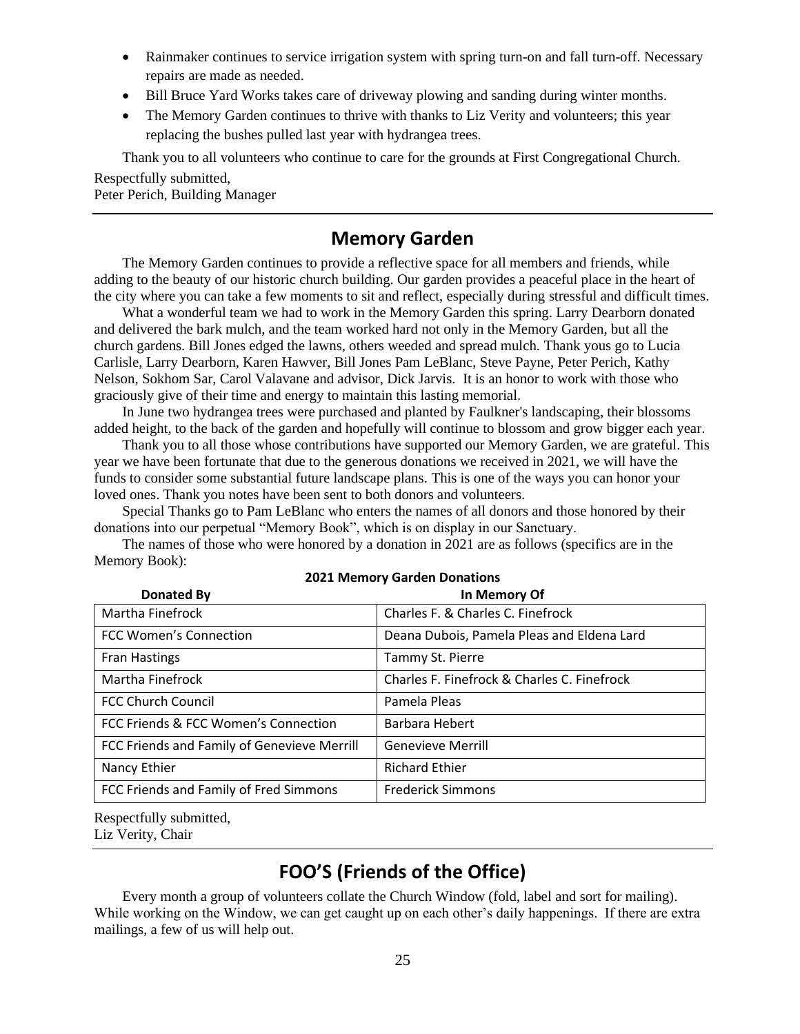- Rainmaker continues to service irrigation system with spring turn-on and fall turn-off. Necessary repairs are made as needed.
- Bill Bruce Yard Works takes care of driveway plowing and sanding during winter months.
- The Memory Garden continues to thrive with thanks to Liz Verity and volunteers; this year replacing the bushes pulled last year with hydrangea trees.

Thank you to all volunteers who continue to care for the grounds at First Congregational Church.

Respectfully submitted,
Peter Perich, Building Manager

## Memory Garden

The Memory Garden continues to provide a reflective space for all members and friends, while adding to the beauty of our historic church building. Our garden provides a peaceful place in the heart of the city where you can take a few moments to sit and reflect, especially during stressful and difficult times.

What a wonderful team we had to work in the Memory Garden this spring. Larry Dearborn donated and delivered the bark mulch, and the team worked hard not only in the Memory Garden, but all the church gardens. Bill Jones edged the lawns, others weeded and spread mulch. Thank yous go to Lucia Carlisle, Larry Dearborn, Karen Hawver, Bill Jones Pam LeBlanc, Steve Payne, Peter Perich, Kathy Nelson, Sokhom Sar, Carol Valavane and advisor, Dick Jarvis. It is an honor to work with those who graciously give of their time and energy to maintain this lasting memorial.

In June two hydrangea trees were purchased and planted by Faulkner's landscaping, their blossoms added height, to the back of the garden and hopefully will continue to blossom and grow bigger each year.

Thank you to all those whose contributions have supported our Memory Garden, we are grateful. This year we have been fortunate that due to the generous donations we received in 2021, we will have the funds to consider some substantial future landscape plans. This is one of the ways you can honor your loved ones. Thank you notes have been sent to both donors and volunteers.

Special Thanks go to Pam LeBlanc who enters the names of all donors and those honored by their donations into our perpetual "Memory Book", which is on display in our Sanctuary.

The names of those who were honored by a donation in 2021 are as follows (specifics are in the Memory Book):

**2021 Memory Garden Donations**

| Donated By | In Memory Of |
|---|---|
| Martha Finefrock | Charles F. & Charles C. Finefrock |
| FCC Women's Connection | Deana Dubois, Pamela Pleas and Eldena Lard |
| Fran Hastings | Tammy St. Pierre |
| Martha Finefrock | Charles F. Finefrock & Charles C. Finefrock |
| FCC Church Council | Pamela Pleas |
| FCC Friends & FCC Women's Connection | Barbara Hebert |
| FCC Friends and Family of Genevieve Merrill | Genevieve Merrill |
| Nancy Ethier | Richard Ethier |
| FCC Friends and Family of Fred Simmons | Frederick Simmons |

Respectfully submitted,
Liz Verity, Chair

## FOO'S (Friends of the Office)

Every month a group of volunteers collate the Church Window (fold, label and sort for mailing). While working on the Window, we can get caught up on each other's daily happenings. If there are extra mailings, a few of us will help out.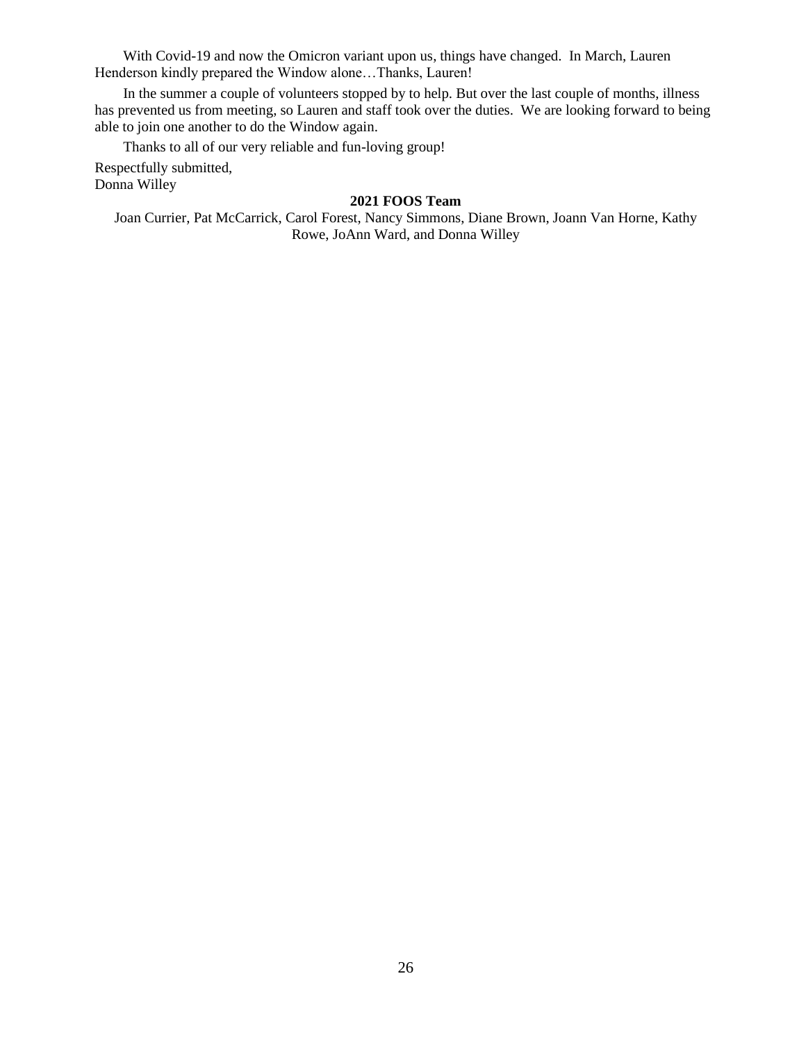With Covid-19 and now the Omicron variant upon us, things have changed. In March, Lauren Henderson kindly prepared the Window alone…Thanks, Lauren!

In the summer a couple of volunteers stopped by to help. But over the last couple of months, illness has prevented us from meeting, so Lauren and staff took over the duties. We are looking forward to being able to join one another to do the Window again.

Thanks to all of our very reliable and fun-loving group!

Respectfully submitted,
Donna Willey

**2021 FOOS Team**

Joan Currier, Pat McCarrick, Carol Forest, Nancy Simmons, Diane Brown, Joann Van Horne, Kathy Rowe, JoAnn Ward, and Donna Willey